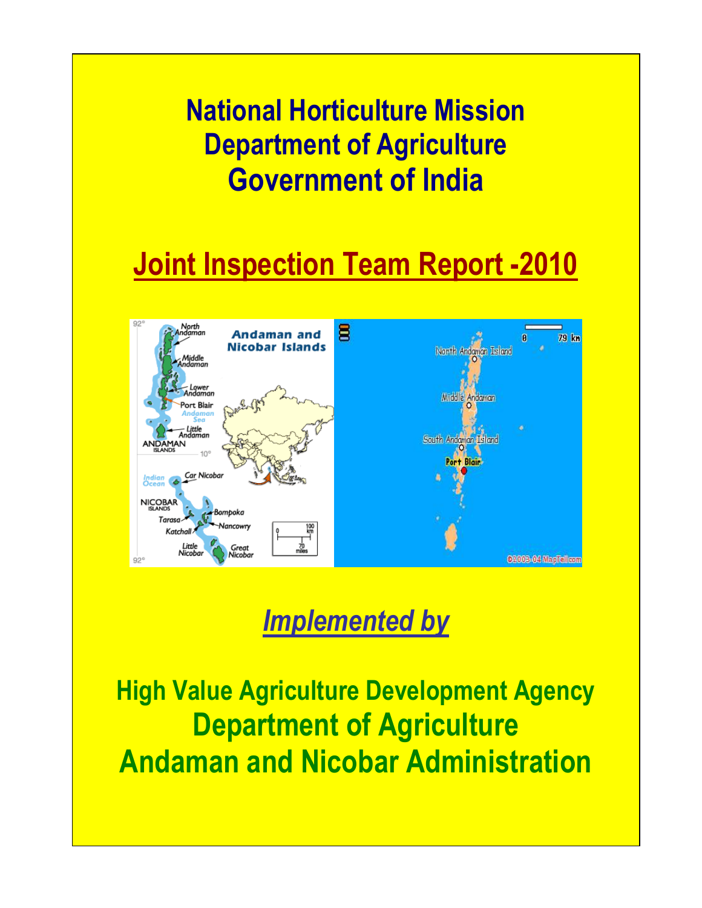# National Horticulture Mission
# Department of Agriculture
# Government of India

## Joint Inspection Team Report -2010

*Implemented by*

**High Value Agriculture Development Agency**

**Department of Agriculture**

**Andaman and Nicobar Administration**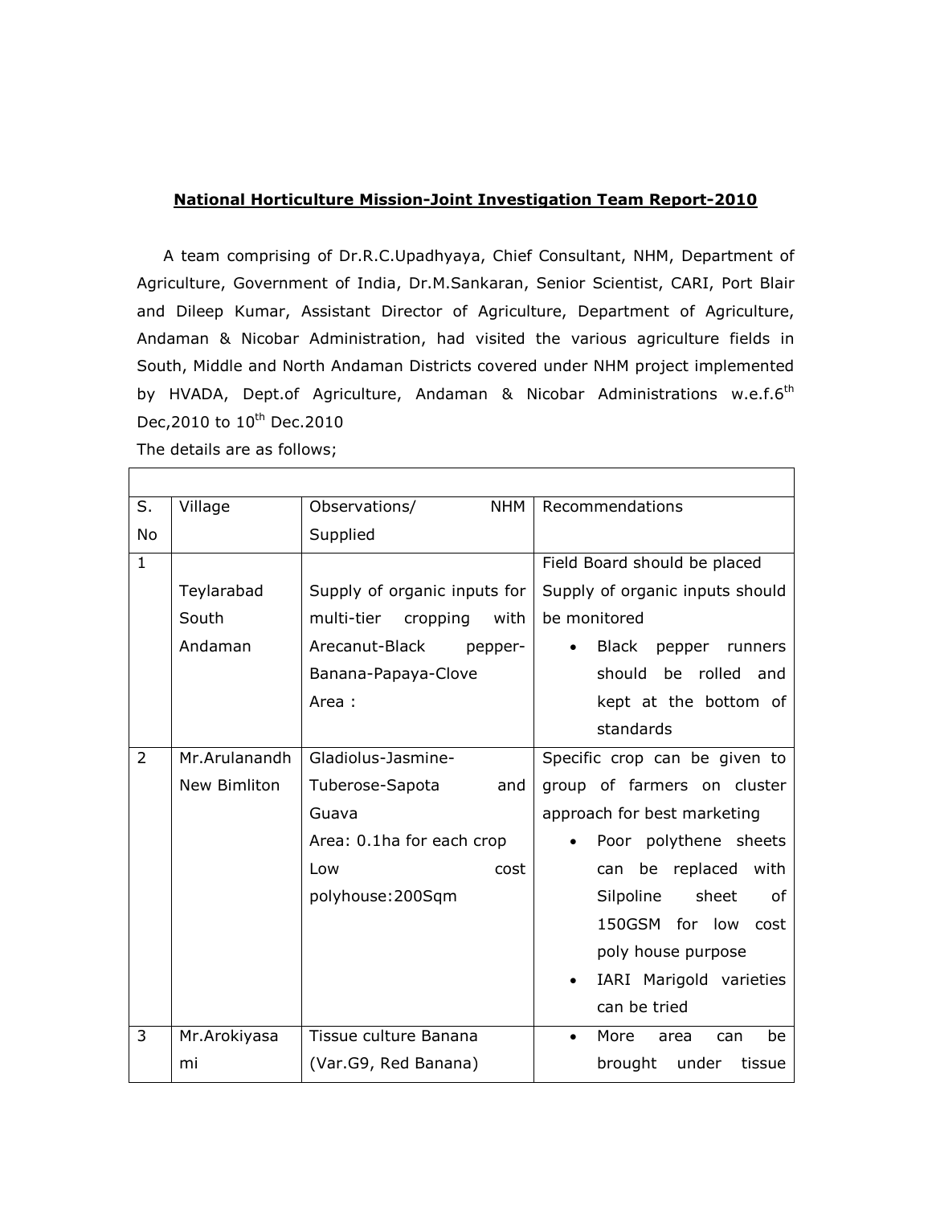**National Horticulture Mission-Joint Investigation Team Report-2010**

A team comprising of Dr.R.C.Upadhyaya, Chief Consultant, NHM, Department of Agriculture, Government of India, Dr.M.Sankaran, Senior Scientist, CARI, Port Blair and Dileep Kumar, Assistant Director of Agriculture, Department of Agriculture, Andaman & Nicobar Administration, had visited the various agriculture fields in South, Middle and North Andaman Districts covered under NHM project implemented by HVADA, Dept.of Agriculture, Andaman & Nicobar Administrations w.e.f.6[th] Dec,2010 to 10[th] Dec.2010

The details are as follows;

| S. No | Village | Observations/ NHM Supplied | Recommendations |
|---|---|---|---|
| 1 | Teylarabad South Andaman | Supply of organic inputs for multi-tier cropping with Arecanut-Black pepper-Banana-Papaya-Clove<br>Area : | Field Board should be placed<br>Supply of organic inputs should be monitored<br>• Black pepper runners should be rolled and kept at the bottom of standards |
| 2 | Mr.Arulanandh New Bimliton | Gladiolus-Jasmine-Tuberose-Sapota and Guava<br>Area: 0.1ha for each crop<br>Low cost polyhouse:200Sqm | Specific crop can be given to group of farmers on cluster approach for best marketing<br>• Poor polythene sheets can be replaced with Silpoline sheet of 150GSM for low cost poly house purpose<br>• IARI Marigold varieties can be tried |
| 3 | Mr.Arokiyasami | Tissue culture Banana (Var.G9, Red Banana) | • More area can be brought under tissue |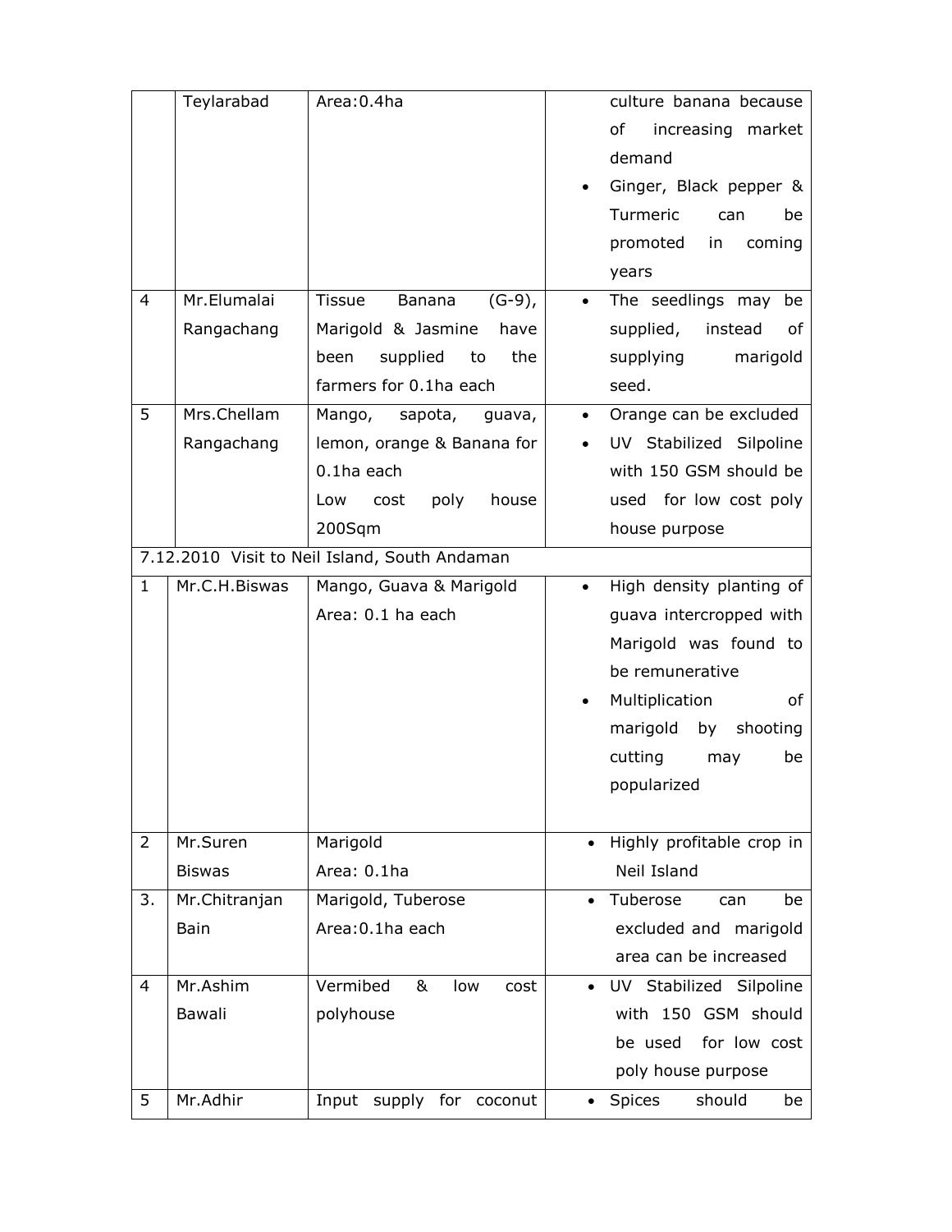| | | | |
|---|---|---|---|
| | Teylarabad | Area:0.4ha | culture banana because of increasing market demand<br>• Ginger, Black pepper & Turmeric can be promoted in coming years |
| 4 | Mr.Elumalai Rangachang | Tissue Banana (G-9), Marigold & Jasmine have been supplied to the farmers for 0.1ha each | • The seedlings may be supplied, instead of supplying marigold seed. |
| 5 | Mrs.Chellam Rangachang | Mango, sapota, guava, lemon, orange & Banana for 0.1ha each<br>Low cost poly house 200Sqm | • Orange can be excluded<br>• UV Stabilized Silpoline with 150 GSM should be used for low cost poly house purpose |
| 7.12.2010 Visit to Neil Island, South Andaman | | | |
| 1 | Mr.C.H.Biswas | Mango, Guava & Marigold<br>Area: 0.1 ha each | • High density planting of guava intercropped with Marigold was found to be remunerative<br>• Multiplication of marigold by shooting cutting may be popularized |
| 2 | Mr.Suren Biswas | Marigold<br>Area: 0.1ha | • Highly profitable crop in Neil Island |
| 3. | Mr.Chitranjan Bain | Marigold, Tuberose<br>Area:0.1ha each | • Tuberose can be excluded and marigold area can be increased |
| 4 | Mr.Ashim Bawali | Vermibed & low cost polyhouse | • UV Stabilized Silpoline with 150 GSM should be used for low cost poly house purpose |
| 5 | Mr.Adhir | Input supply for coconut | • Spices should be |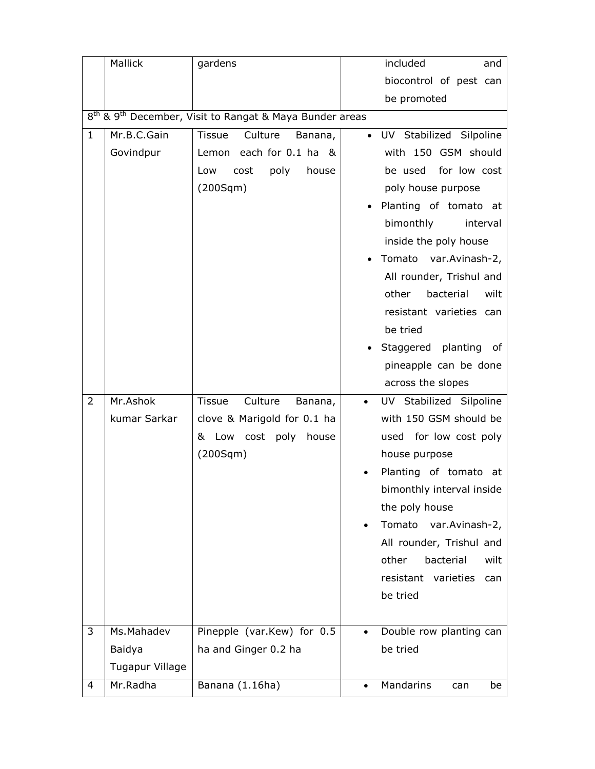| | | | |
|---|---|---|---|
| | Mallick | gardens | included and biocontrol of pest can be promoted |
| 8th & 9th December, Visit to Rangat & Maya Bunder areas | | | |
| 1 | Mr.B.C.Gain Govindpur | Tissue Culture Banana, Lemon each for 0.1 ha & Low cost poly house (200Sqm) | • UV Stabilized Silpoline with 150 GSM should be used for low cost poly house purpose<br>• Planting of tomato at bimonthly interval inside the poly house<br>• Tomato var.Avinash-2, All rounder, Trishul and other bacterial wilt resistant varieties can be tried<br>• Staggered planting of pineapple can be done across the slopes |
| 2 | Mr.Ashok kumar Sarkar | Tissue Culture Banana, clove & Marigold for 0.1 ha & Low cost poly house (200Sqm) | • UV Stabilized Silpoline with 150 GSM should be used for low cost poly house purpose<br>• Planting of tomato at bimonthly interval inside the poly house<br>• Tomato var.Avinash-2, All rounder, Trishul and other bacterial wilt resistant varieties can be tried |
| 3 | Ms.Mahadev Baidya Tugapur Village | Pinepple (var.Kew) for 0.5 ha and Ginger 0.2 ha | • Double row planting can be tried |
| 4 | Mr.Radha | Banana (1.16ha) | • Mandarins can be |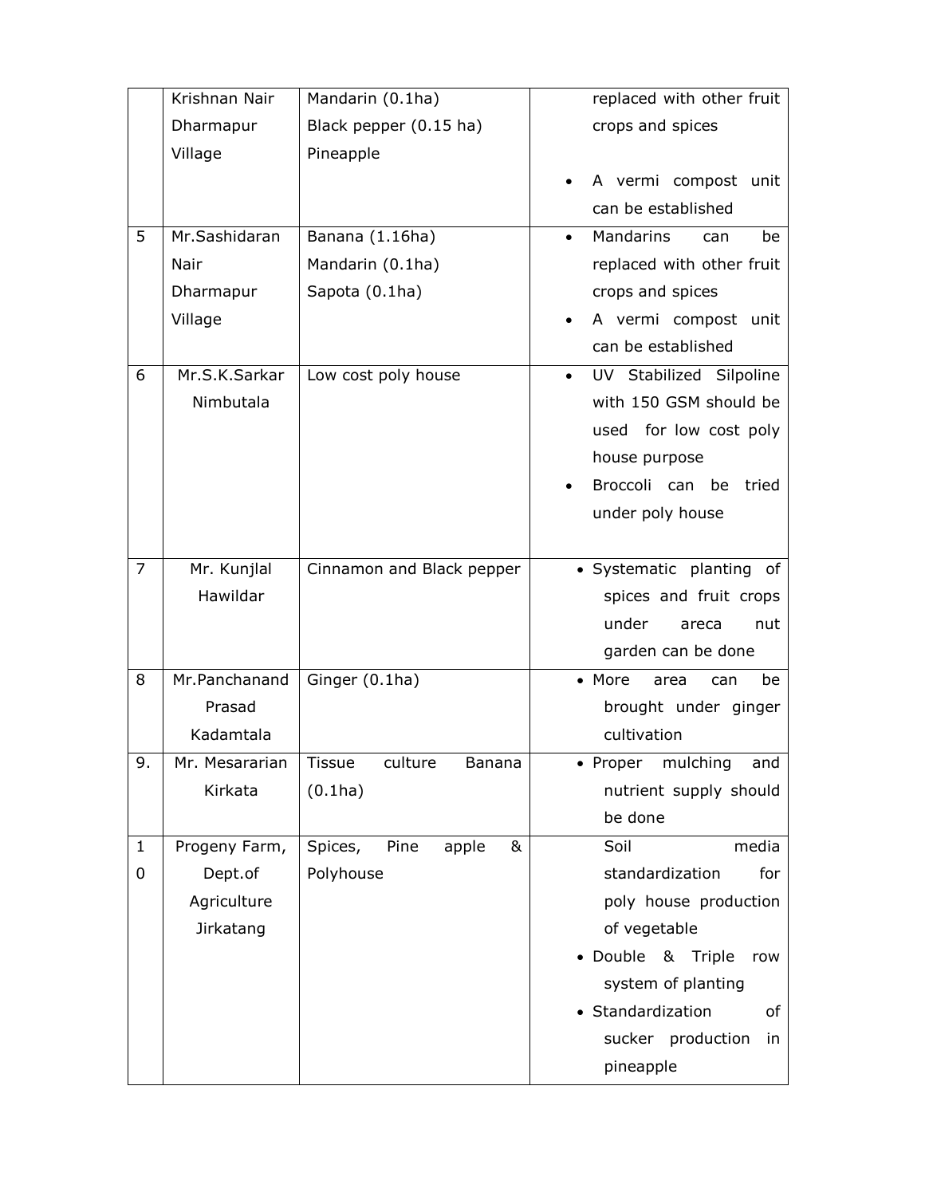|  | Krishnan Nair Dharmapur Village | Mandarin (0.1ha)<br>Black pepper (0.15 ha)<br>Pineapple | replaced with other fruit crops and spices<br>• A vermi compost unit can be established |
|---|---|---|---|
| 5 | Mr.Sashidaran Nair Dharmapur Village | Banana (1.16ha)<br>Mandarin (0.1ha)<br>Sapota (0.1ha) | • Mandarins can be replaced with other fruit crops and spices<br>• A vermi compost unit can be established |
| 6 | Mr.S.K.Sarkar Nimbutala | Low cost poly house | • UV Stabilized Silpoline with 150 GSM should be used for low cost poly house purpose<br>• Broccoli can be tried under poly house |
| 7 | Mr. Kunjlal Hawildar | Cinnamon and Black pepper | • Systematic planting of spices and fruit crops under areca nut garden can be done |
| 8 | Mr.Panchanand Prasad Kadamtala | Ginger (0.1ha) | • More area can be brought under ginger cultivation |
| 9. | Mr. Mesararian Kirkata | Tissue culture Banana (0.1ha) | • Proper mulching and nutrient supply should be done |
| 10 | Progeny Farm, Dept.of Agriculture Jirkatang | Spices, Pine apple & Polyhouse | Soil media standardization for poly house production of vegetable<br>• Double & Triple row system of planting<br>• Standardization of sucker production in pineapple |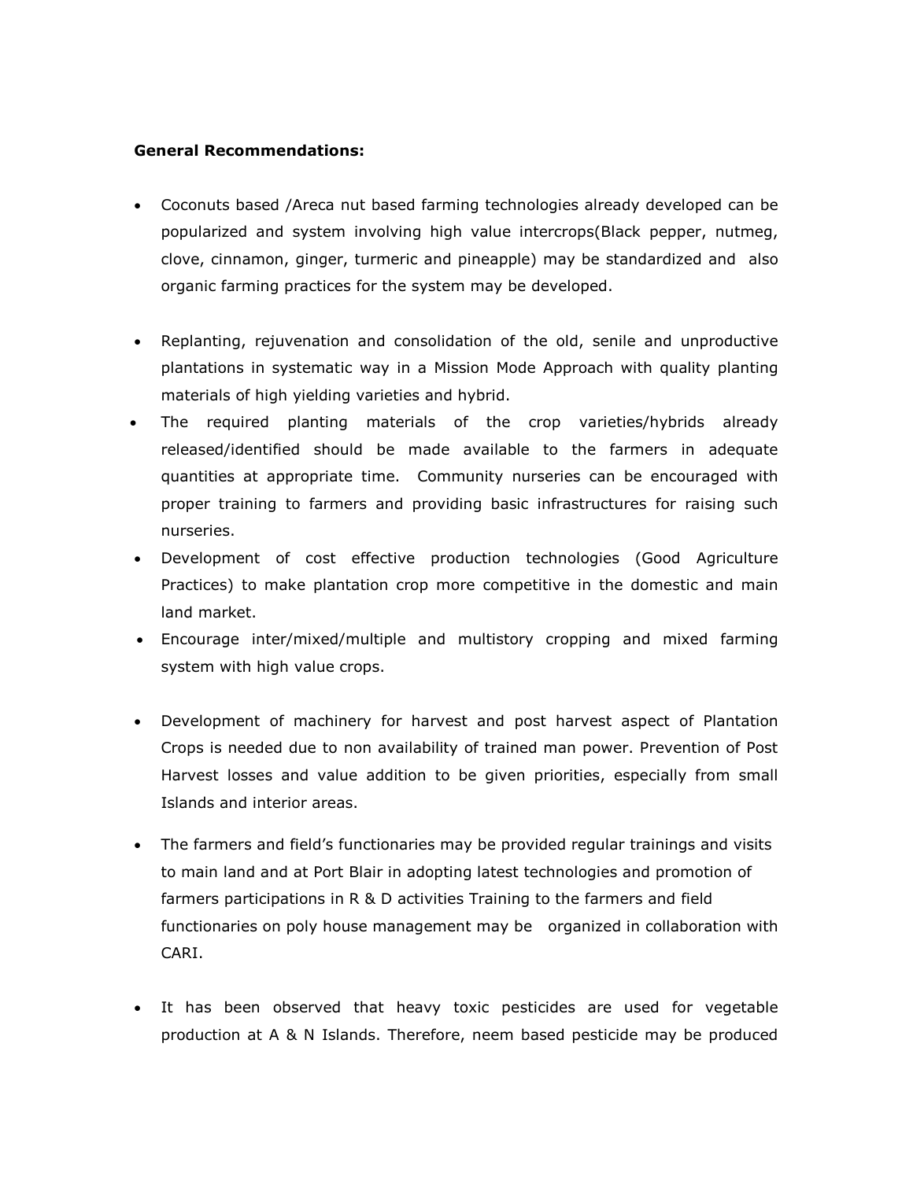**General Recommendations:**

- Coconuts based /Areca nut based farming technologies already developed can be popularized and system involving high value intercrops(Black pepper, nutmeg, clove, cinnamon, ginger, turmeric and pineapple) may be standardized and also organic farming practices for the system may be developed.

- Replanting, rejuvenation and consolidation of the old, senile and unproductive plantations in systematic way in a Mission Mode Approach with quality planting materials of high yielding varieties and hybrid.
- The required planting materials of the crop varieties/hybrids already released/identified should be made available to the farmers in adequate quantities at appropriate time. Community nurseries can be encouraged with proper training to farmers and providing basic infrastructures for raising such nurseries.
- Development of cost effective production technologies (Good Agriculture Practices) to make plantation crop more competitive in the domestic and main land market.
- Encourage inter/mixed/multiple and multistory cropping and mixed farming system with high value crops.

- Development of machinery for harvest and post harvest aspect of Plantation Crops is needed due to non availability of trained man power. Prevention of Post Harvest losses and value addition to be given priorities, especially from small Islands and interior areas.

- The farmers and field's functionaries may be provided regular trainings and visits to main land and at Port Blair in adopting latest technologies and promotion of farmers participations in R & D activities Training to the farmers and field functionaries on poly house management may be organized in collaboration with CARI.

- It has been observed that heavy toxic pesticides are used for vegetable production at A & N Islands. Therefore, neem based pesticide may be produced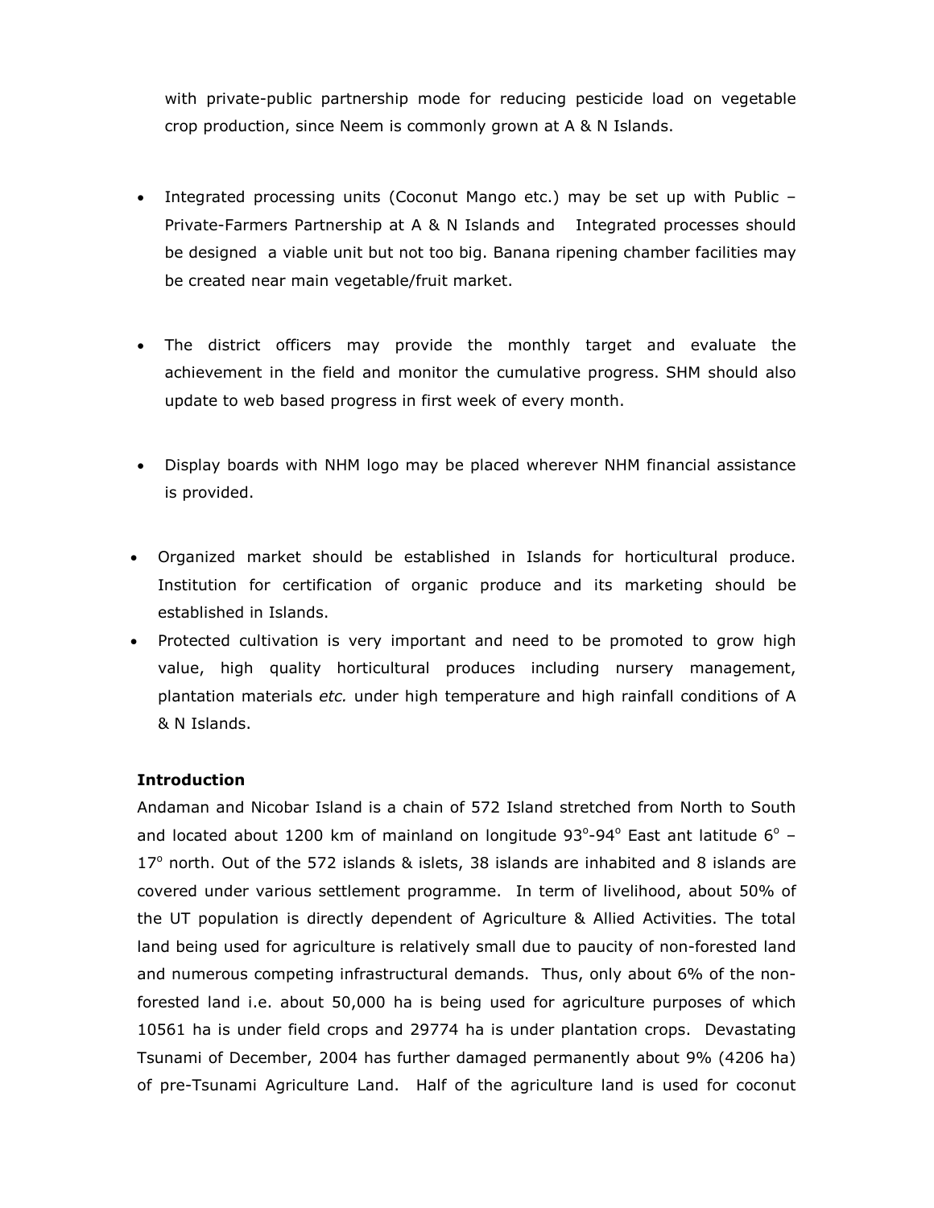with private-public partnership mode for reducing pesticide load on vegetable crop production, since Neem is commonly grown at A & N Islands.

- Integrated processing units (Coconut Mango etc.) may be set up with Public – Private-Farmers Partnership at A & N Islands and Integrated processes should be designed a viable unit but not too big. Banana ripening chamber facilities may be created near main vegetable/fruit market.
- The district officers may provide the monthly target and evaluate the achievement in the field and monitor the cumulative progress. SHM should also update to web based progress in first week of every month.
- Display boards with NHM logo may be placed wherever NHM financial assistance is provided.
- Organized market should be established in Islands for horticultural produce. Institution for certification of organic produce and its marketing should be established in Islands.
- Protected cultivation is very important and need to be promoted to grow high value, high quality horticultural produces including nursery management, plantation materials *etc.* under high temperature and high rainfall conditions of A & N Islands.

**Introduction**

Andaman and Nicobar Island is a chain of 572 Island stretched from North to South and located about 1200 km of mainland on longitude 93°-94° East ant latitude 6° – 17° north. Out of the 572 islands & islets, 38 islands are inhabited and 8 islands are covered under various settlement programme. In term of livelihood, about 50% of the UT population is directly dependent of Agriculture & Allied Activities. The total land being used for agriculture is relatively small due to paucity of non-forested land and numerous competing infrastructural demands. Thus, only about 6% of the non-forested land i.e. about 50,000 ha is being used for agriculture purposes of which 10561 ha is under field crops and 29774 ha is under plantation crops. Devastating Tsunami of December, 2004 has further damaged permanently about 9% (4206 ha) of pre-Tsunami Agriculture Land. Half of the agriculture land is used for coconut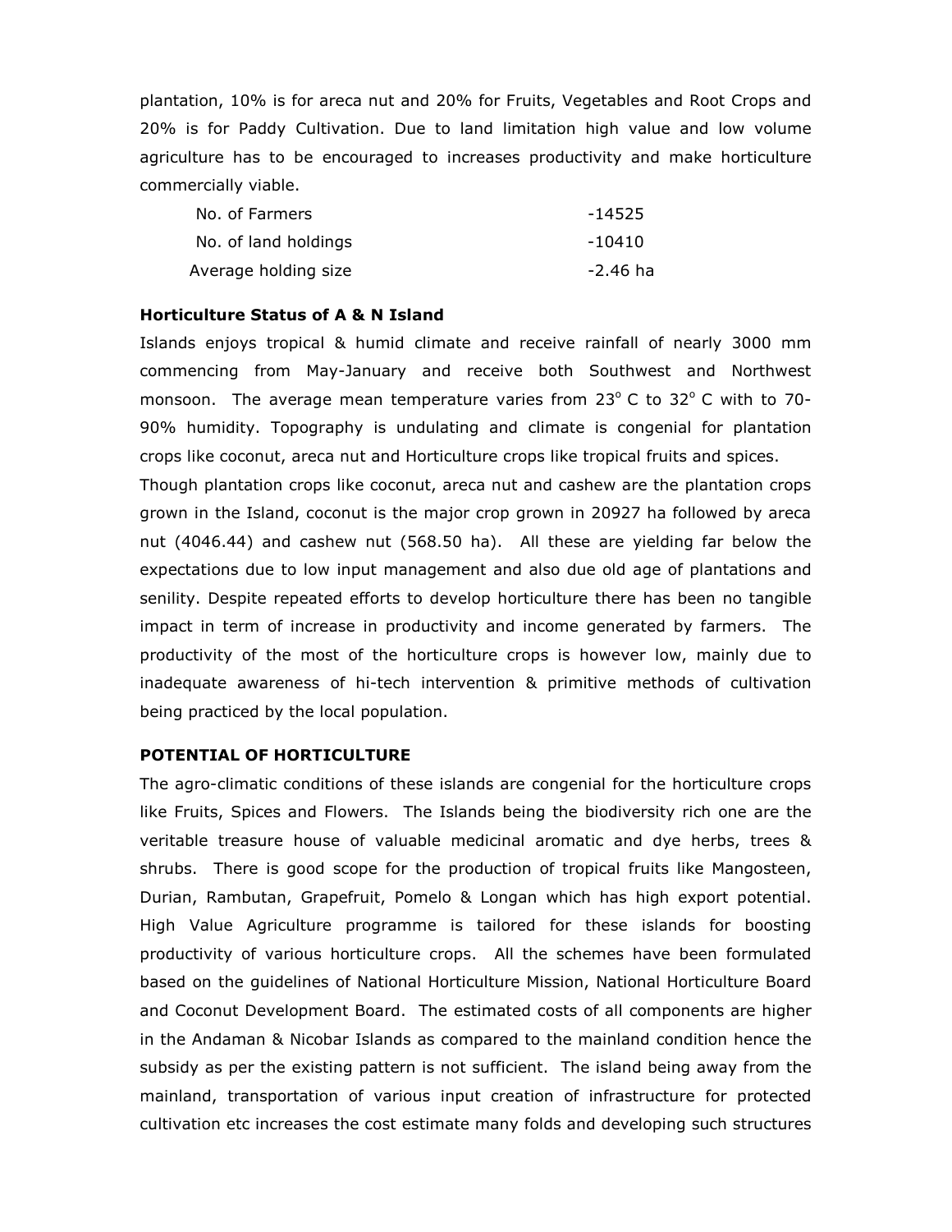plantation, 10% is for areca nut and 20% for Fruits, Vegetables and Root Crops and 20% is for Paddy Cultivation. Due to land limitation high value and low volume agriculture has to be encouraged to increases productivity and make horticulture commercially viable.

| | |
|---|---|
| No. of Farmers | -14525 |
| No. of land holdings | -10410 |
| Average holding size | -2.46 ha |

**Horticulture Status of A & N Island**

Islands enjoys tropical & humid climate and receive rainfall of nearly 3000 mm commencing from May-January and receive both Southwest and Northwest monsoon. The average mean temperature varies from 23° C to 32° C with to 70-90% humidity. Topography is undulating and climate is congenial for plantation crops like coconut, areca nut and Horticulture crops like tropical fruits and spices.

Though plantation crops like coconut, areca nut and cashew are the plantation crops grown in the Island, coconut is the major crop grown in 20927 ha followed by areca nut (4046.44) and cashew nut (568.50 ha). All these are yielding far below the expectations due to low input management and also due old age of plantations and senility. Despite repeated efforts to develop horticulture there has been no tangible impact in term of increase in productivity and income generated by farmers. The productivity of the most of the horticulture crops is however low, mainly due to inadequate awareness of hi-tech intervention & primitive methods of cultivation being practiced by the local population.

**POTENTIAL OF HORTICULTURE**

The agro-climatic conditions of these islands are congenial for the horticulture crops like Fruits, Spices and Flowers. The Islands being the biodiversity rich one are the veritable treasure house of valuable medicinal aromatic and dye herbs, trees & shrubs. There is good scope for the production of tropical fruits like Mangosteen, Durian, Rambutan, Grapefruit, Pomelo & Longan which has high export potential. High Value Agriculture programme is tailored for these islands for boosting productivity of various horticulture crops. All the schemes have been formulated based on the guidelines of National Horticulture Mission, National Horticulture Board and Coconut Development Board. The estimated costs of all components are higher in the Andaman & Nicobar Islands as compared to the mainland condition hence the subsidy as per the existing pattern is not sufficient. The island being away from the mainland, transportation of various input creation of infrastructure for protected cultivation etc increases the cost estimate many folds and developing such structures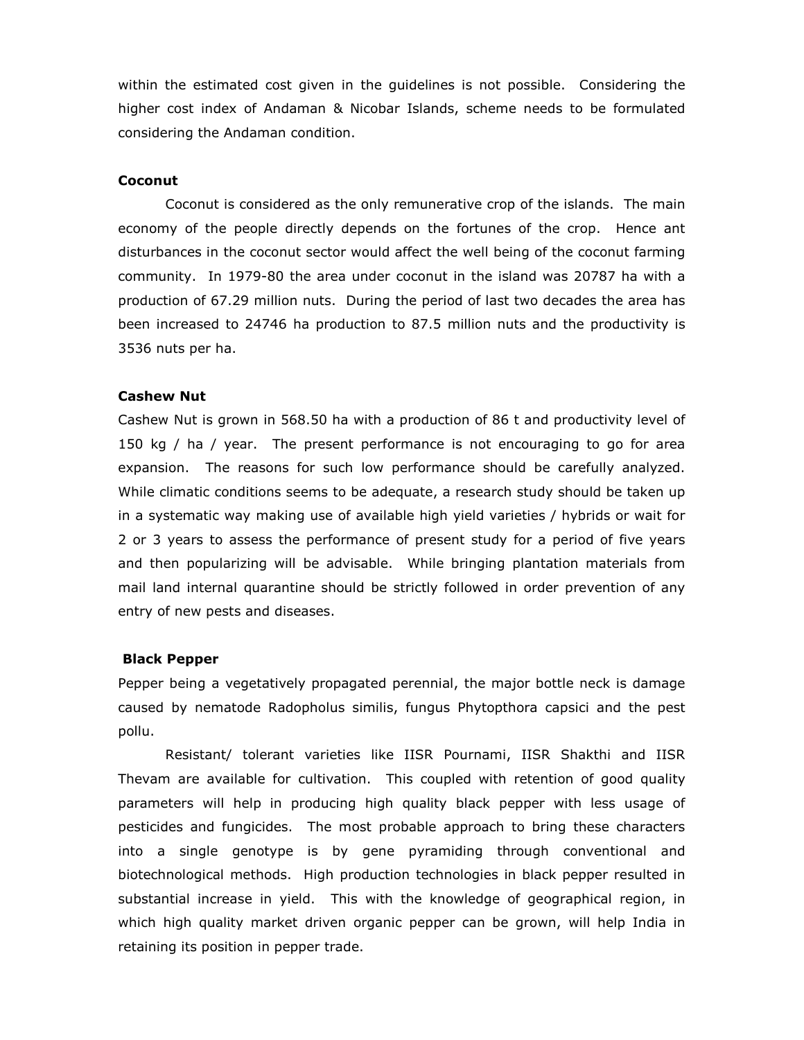within the estimated cost given in the guidelines is not possible. Considering the higher cost index of Andaman & Nicobar Islands, scheme needs to be formulated considering the Andaman condition.

**Coconut**

Coconut is considered as the only remunerative crop of the islands. The main economy of the people directly depends on the fortunes of the crop. Hence ant disturbances in the coconut sector would affect the well being of the coconut farming community. In 1979-80 the area under coconut in the island was 20787 ha with a production of 67.29 million nuts. During the period of last two decades the area has been increased to 24746 ha production to 87.5 million nuts and the productivity is 3536 nuts per ha.

**Cashew Nut**

Cashew Nut is grown in 568.50 ha with a production of 86 t and productivity level of 150 kg / ha / year. The present performance is not encouraging to go for area expansion. The reasons for such low performance should be carefully analyzed. While climatic conditions seems to be adequate, a research study should be taken up in a systematic way making use of available high yield varieties / hybrids or wait for 2 or 3 years to assess the performance of present study for a period of five years and then popularizing will be advisable. While bringing plantation materials from mail land internal quarantine should be strictly followed in order prevention of any entry of new pests and diseases.

**Black Pepper**

Pepper being a vegetatively propagated perennial, the major bottle neck is damage caused by nematode Radopholus similis, fungus Phytopthora capsici and the pest pollu.

Resistant/ tolerant varieties like IISR Pournami, IISR Shakthi and IISR Thevam are available for cultivation. This coupled with retention of good quality parameters will help in producing high quality black pepper with less usage of pesticides and fungicides. The most probable approach to bring these characters into a single genotype is by gene pyramiding through conventional and biotechnological methods. High production technologies in black pepper resulted in substantial increase in yield. This with the knowledge of geographical region, in which high quality market driven organic pepper can be grown, will help India in retaining its position in pepper trade.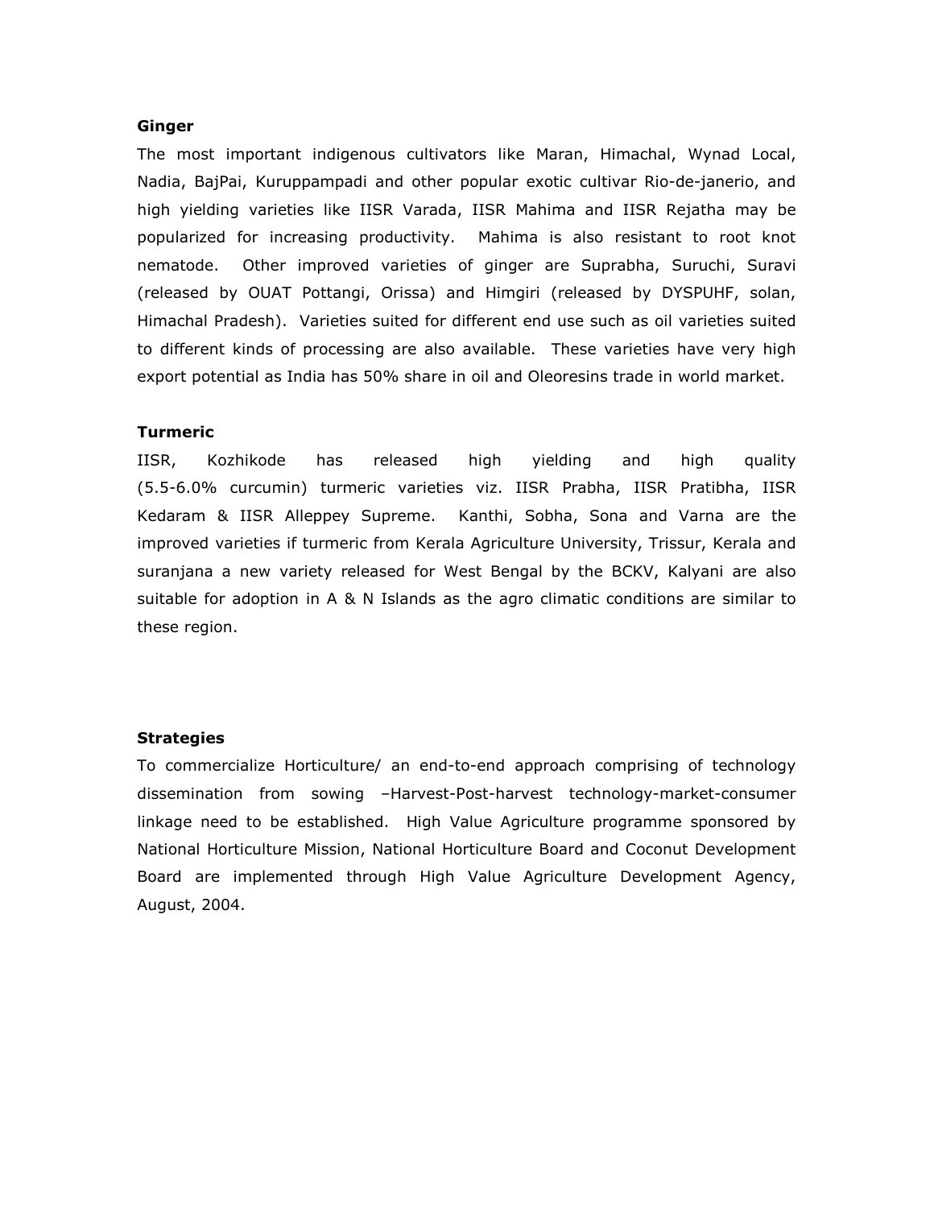**Ginger**

The most important indigenous cultivators like Maran, Himachal, Wynad Local, Nadia, BajPai, Kuruppampadi and other popular exotic cultivar Rio-de-janerio, and high yielding varieties like IISR Varada, IISR Mahima and IISR Rejatha may be popularized for increasing productivity. Mahima is also resistant to root knot nematode. Other improved varieties of ginger are Suprabha, Suruchi, Suravi (released by OUAT Pottangi, Orissa) and Himgiri (released by DYSPUHF, solan, Himachal Pradesh). Varieties suited for different end use such as oil varieties suited to different kinds of processing are also available. These varieties have very high export potential as India has 50% share in oil and Oleoresins trade in world market.

**Turmeric**

IISR, Kozhikode has released high yielding and high quality (5.5-6.0% curcumin) turmeric varieties viz. IISR Prabha, IISR Pratibha, IISR Kedaram & IISR Alleppey Supreme. Kanthi, Sobha, Sona and Varna are the improved varieties if turmeric from Kerala Agriculture University, Trissur, Kerala and suranjana a new variety released for West Bengal by the BCKV, Kalyani are also suitable for adoption in A & N Islands as the agro climatic conditions are similar to these region.

**Strategies**

To commercialize Horticulture/ an end-to-end approach comprising of technology dissemination from sowing –Harvest-Post-harvest technology-market-consumer linkage need to be established. High Value Agriculture programme sponsored by National Horticulture Mission, National Horticulture Board and Coconut Development Board are implemented through High Value Agriculture Development Agency, August, 2004.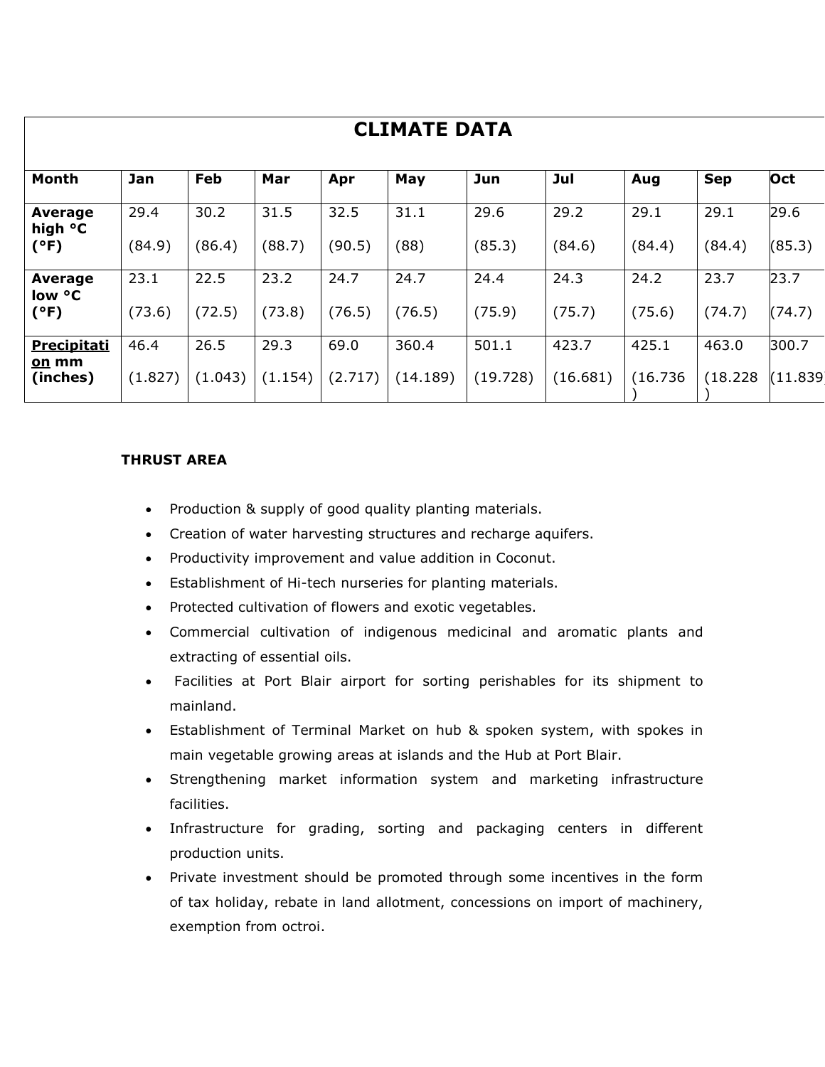| CLIMATE DATA | | | | | | | | | | |
|---|---|---|---|---|---|---|---|---|---|---|
| **Month** | **Jan** | **Feb** | **Mar** | **Apr** | **May** | **Jun** | **Jul** | **Aug** | **Sep** | **Oct** |
| **Average high °C (°F)** | 29.4 (84.9) | 30.2 (86.4) | 31.5 (88.7) | 32.5 (90.5) | 31.1 (88) | 29.6 (85.3) | 29.2 (84.6) | 29.1 (84.4) | 29.1 (84.4) | 29.6 (85.3) |
| **Average low °C (°F)** | 23.1 (73.6) | 22.5 (72.5) | 23.2 (73.8) | 24.7 (76.5) | 24.7 (76.5) | 24.4 (75.9) | 24.3 (75.7) | 24.2 (75.6) | 23.7 (74.7) | 23.7 (74.7) |
| **Precipitation mm (inches)** | 46.4 (1.827) | 26.5 (1.043) | 29.3 (1.154) | 69.0 (2.717) | 360.4 (14.189) | 501.1 (19.728) | 423.7 (16.681) | 425.1 (16.736) | 463.0 (18.228) | 300.7 (11.839 |

**THRUST AREA**

- Production & supply of good quality planting materials.
- Creation of water harvesting structures and recharge aquifers.
- Productivity improvement and value addition in Coconut.
- Establishment of Hi-tech nurseries for planting materials.
- Protected cultivation of flowers and exotic vegetables.
- Commercial cultivation of indigenous medicinal and aromatic plants and extracting of essential oils.
- Facilities at Port Blair airport for sorting perishables for its shipment to mainland.
- Establishment of Terminal Market on hub & spoken system, with spokes in main vegetable growing areas at islands and the Hub at Port Blair.
- Strengthening market information system and marketing infrastructure facilities.
- Infrastructure for grading, sorting and packaging centers in different production units.
- Private investment should be promoted through some incentives in the form of tax holiday, rebate in land allotment, concessions on import of machinery, exemption from octroi.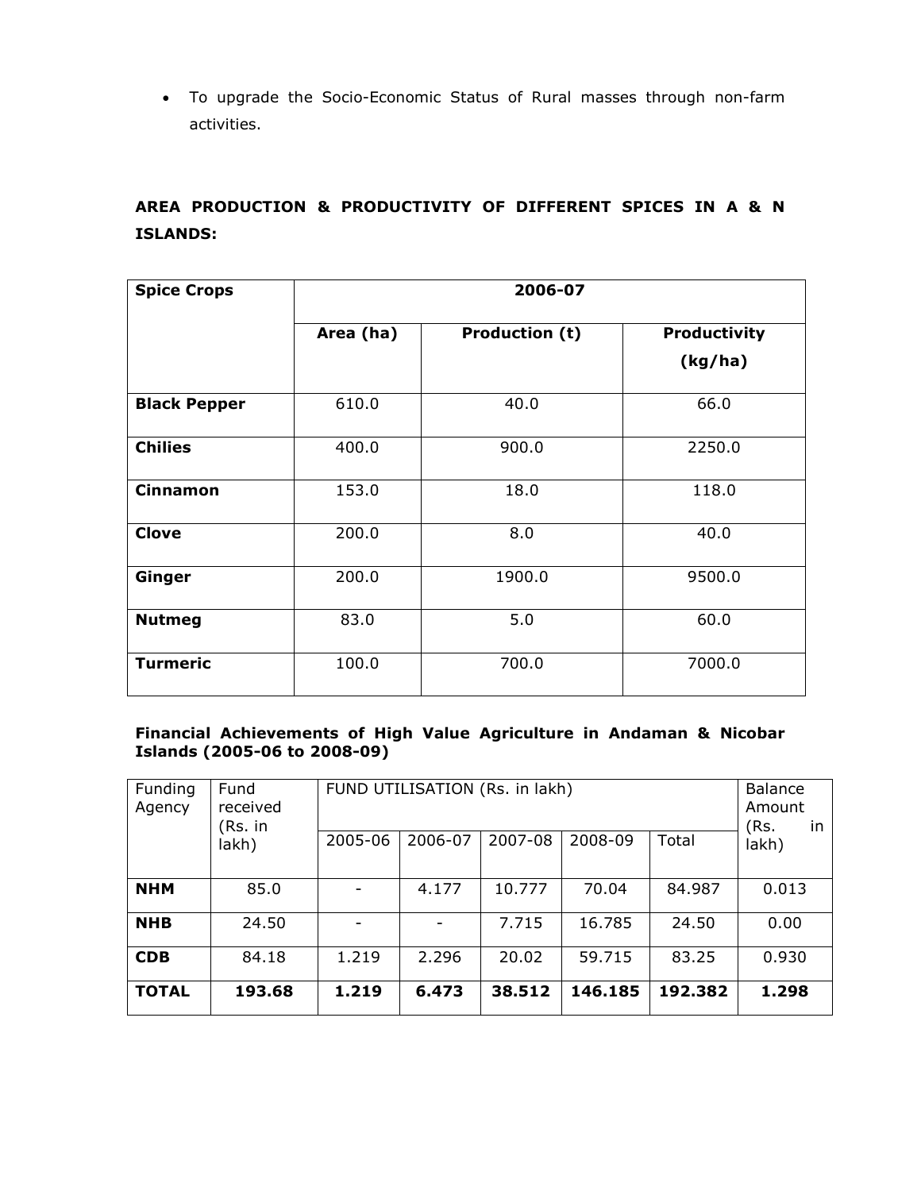- To upgrade the Socio-Economic Status of Rural masses through non-farm activities.

## AREA PRODUCTION & PRODUCTIVITY OF DIFFERENT SPICES IN A & N ISLANDS:

| Spice Crops | 2006-07 | | |
|---|---|---|---|
| | Area (ha) | Production (t) | Productivity (kg/ha) |
| **Black Pepper** | 610.0 | 40.0 | 66.0 |
| **Chilies** | 400.0 | 900.0 | 2250.0 |
| **Cinnamon** | 153.0 | 18.0 | 118.0 |
| **Clove** | 200.0 | 8.0 | 40.0 |
| **Ginger** | 200.0 | 1900.0 | 9500.0 |
| **Nutmeg** | 83.0 | 5.0 | 60.0 |
| **Turmeric** | 100.0 | 700.0 | 7000.0 |

### Financial Achievements of High Value Agriculture in Andaman & Nicobar Islands (2005-06 to 2008-09)

| Funding Agency | Fund received (Rs. in lakh) | FUND UTILISATION (Rs. in lakh) | | | | | Balance Amount (Rs. in lakh) |
|---|---|---|---|---|---|---|---|
| | | 2005-06 | 2006-07 | 2007-08 | 2008-09 | Total | |
| **NHM** | 85.0 | - | 4.177 | 10.777 | 70.04 | 84.987 | 0.013 |
| **NHB** | 24.50 | - | - | 7.715 | 16.785 | 24.50 | 0.00 |
| **CDB** | 84.18 | 1.219 | 2.296 | 20.02 | 59.715 | 83.25 | 0.930 |
| **TOTAL** | **193.68** | **1.219** | **6.473** | **38.512** | **146.185** | **192.382** | **1.298** |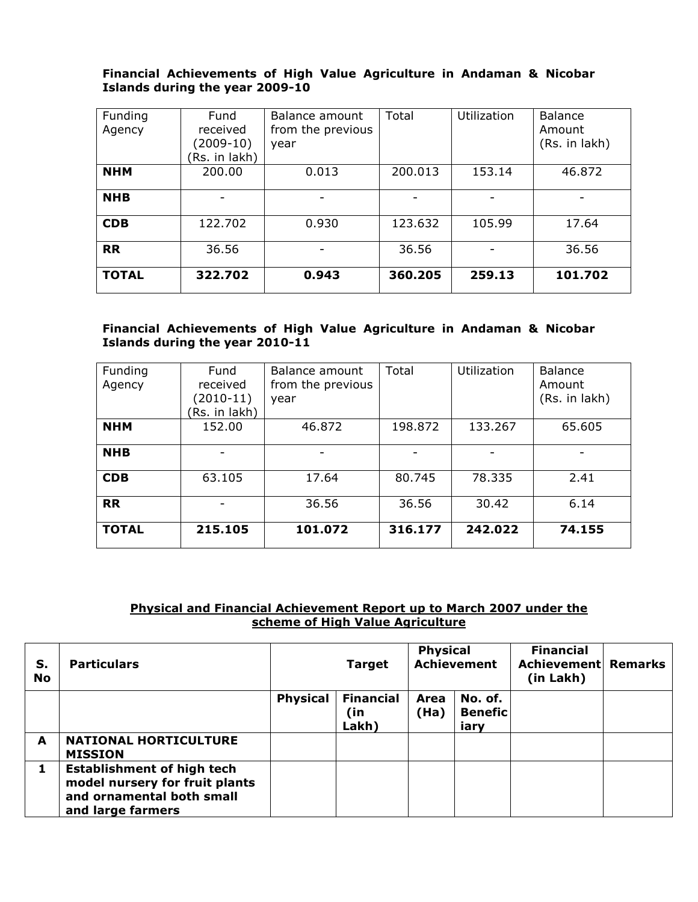**Financial Achievements of High Value Agriculture in Andaman & Nicobar Islands during the year 2009-10**

| Funding Agency | Fund received (2009-10) (Rs. in lakh) | Balance amount from the previous year | Total | Utilization | Balance Amount (Rs. in lakh) |
|---|---|---|---|---|---|
| **NHM** | 200.00 | 0.013 | 200.013 | 153.14 | 46.872 |
| **NHB** | - | - | - | - | - |
| **CDB** | 122.702 | 0.930 | 123.632 | 105.99 | 17.64 |
| **RR** | 36.56 | - | 36.56 | - | 36.56 |
| **TOTAL** | **322.702** | **0.943** | **360.205** | **259.13** | **101.702** |

**Financial Achievements of High Value Agriculture in Andaman & Nicobar Islands during the year 2010-11**

| Funding Agency | Fund received (2010-11) (Rs. in lakh) | Balance amount from the previous year | Total | Utilization | Balance Amount (Rs. in lakh) |
|---|---|---|---|---|---|
| **NHM** | 152.00 | 46.872 | 198.872 | 133.267 | 65.605 |
| **NHB** | - | - | - | - | - |
| **CDB** | 63.105 | 17.64 | 80.745 | 78.335 | 2.41 |
| **RR** | - | 36.56 | 36.56 | 30.42 | 6.14 |
| **TOTAL** | **215.105** | **101.072** | **316.177** | **242.022** | **74.155** |

**Physical and Financial Achievement Report up to March 2007 under the scheme of High Value Agriculture**

| S. No | Particulars | Target | | Physical Achievement | | Financial Achievement (in Lakh) | Remarks |
|---|---|---|---|---|---|---|---|
| | | **Physical** | **Financial (in Lakh)** | **Area (Ha)** | **No. of. Beneficiary** | | |
| **A** | **NATIONAL HORTICULTURE MISSION** | | | | | | |
| **1** | **Establishment of high tech model nursery for fruit plants and ornamental both small and large farmers** | | | | | | |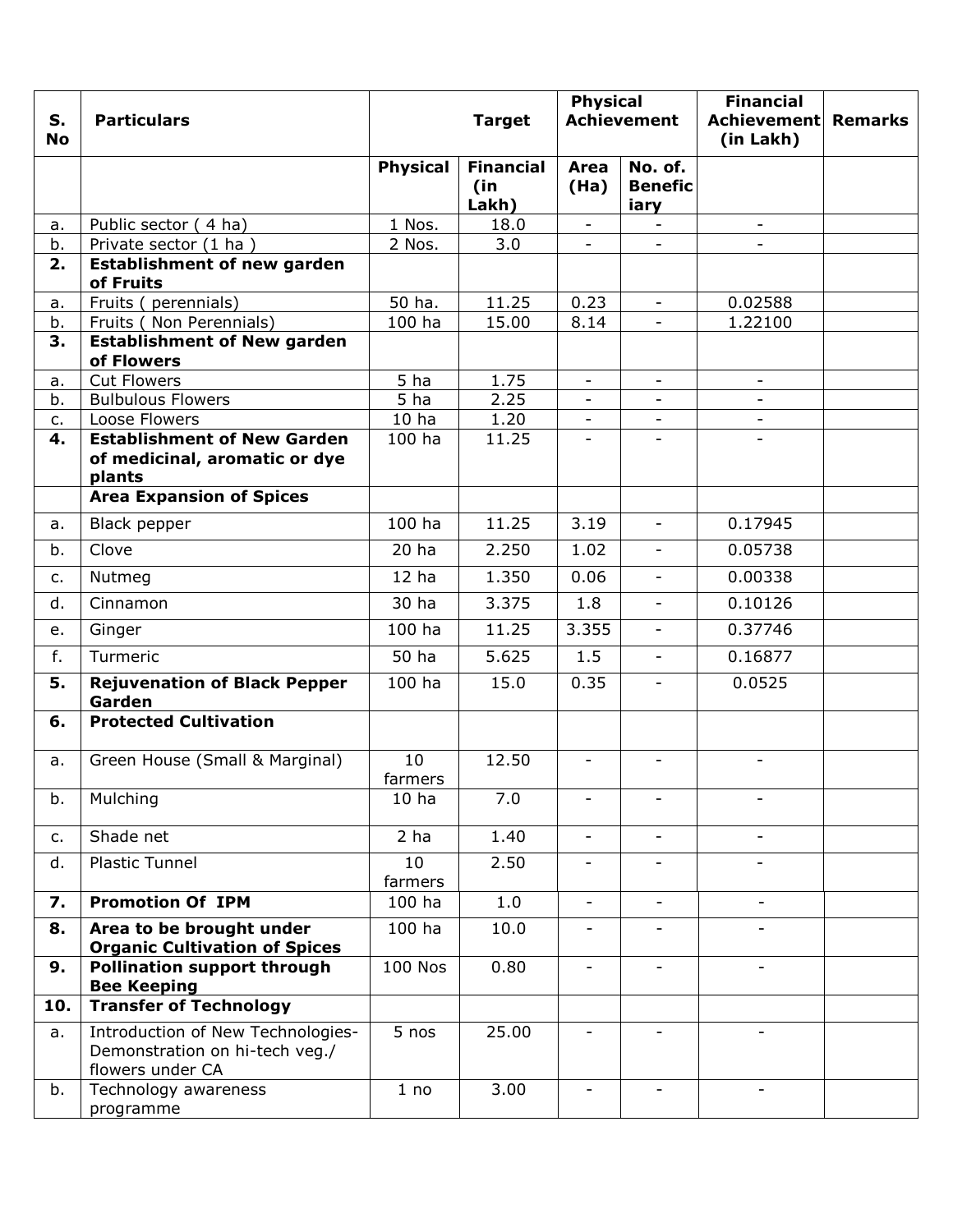| S. No | Particulars | Target | | Physical Achievement | | Financial Achievement (in Lakh) | Remarks |
|---|---|---|---|---|---|---|---|
| | | Physical | Financial (in Lakh) | Area (Ha) | No. of. Beneficiary | | |
| a. | Public sector ( 4 ha) | 1 Nos. | 18.0 | - | - | - | |
| b. | Private sector (1 ha ) | 2 Nos. | 3.0 | - | - | - | |
| **2.** | **Establishment of new garden of Fruits** | | | | | | |
| a. | Fruits ( perennials) | 50 ha. | 11.25 | 0.23 | - | 0.02588 | |
| b. | Fruits ( Non Perennials) | 100 ha | 15.00 | 8.14 | - | 1.22100 | |
| **3.** | **Establishment of New garden of Flowers** | | | | | | |
| a. | Cut Flowers | 5 ha | 1.75 | - | - | - | |
| b. | Bulbulous Flowers | 5 ha | 2.25 | - | - | - | |
| c. | Loose Flowers | 10 ha | 1.20 | - | - | - | |
| **4.** | **Establishment of New Garden of medicinal, aromatic or dye plants** | 100 ha | 11.25 | - | - | - | |
| | **Area Expansion of Spices** | | | | | | |
| a. | Black pepper | 100 ha | 11.25 | 3.19 | - | 0.17945 | |
| b. | Clove | 20 ha | 2.250 | 1.02 | - | 0.05738 | |
| c. | Nutmeg | 12 ha | 1.350 | 0.06 | - | 0.00338 | |
| d. | Cinnamon | 30 ha | 3.375 | 1.8 | - | 0.10126 | |
| e. | Ginger | 100 ha | 11.25 | 3.355 | - | 0.37746 | |
| f. | Turmeric | 50 ha | 5.625 | 1.5 | - | 0.16877 | |
| **5.** | **Rejuvenation of Black Pepper Garden** | 100 ha | 15.0 | 0.35 | - | 0.0525 | |
| **6.** | **Protected Cultivation** | | | | | | |
| a. | Green House (Small & Marginal) | 10 farmers | 12.50 | - | - | - | |
| b. | Mulching | 10 ha | 7.0 | - | - | - | |
| c. | Shade net | 2 ha | 1.40 | - | - | - | |
| d. | Plastic Tunnel | 10 farmers | 2.50 | - | - | - | |
| **7.** | **Promotion Of IPM** | 100 ha | 1.0 | - | - | - | |
| **8.** | **Area to be brought under Organic Cultivation of Spices** | 100 ha | 10.0 | - | - | - | |
| **9.** | **Pollination support through Bee Keeping** | 100 Nos | 0.80 | - | - | - | |
| **10.** | **Transfer of Technology** | | | | | | |
| a. | Introduction of New Technologies-Demonstration on hi-tech veg./ flowers under CA | 5 nos | 25.00 | - | - | - | |
| b. | Technology awareness programme | 1 no | 3.00 | - | - | - | |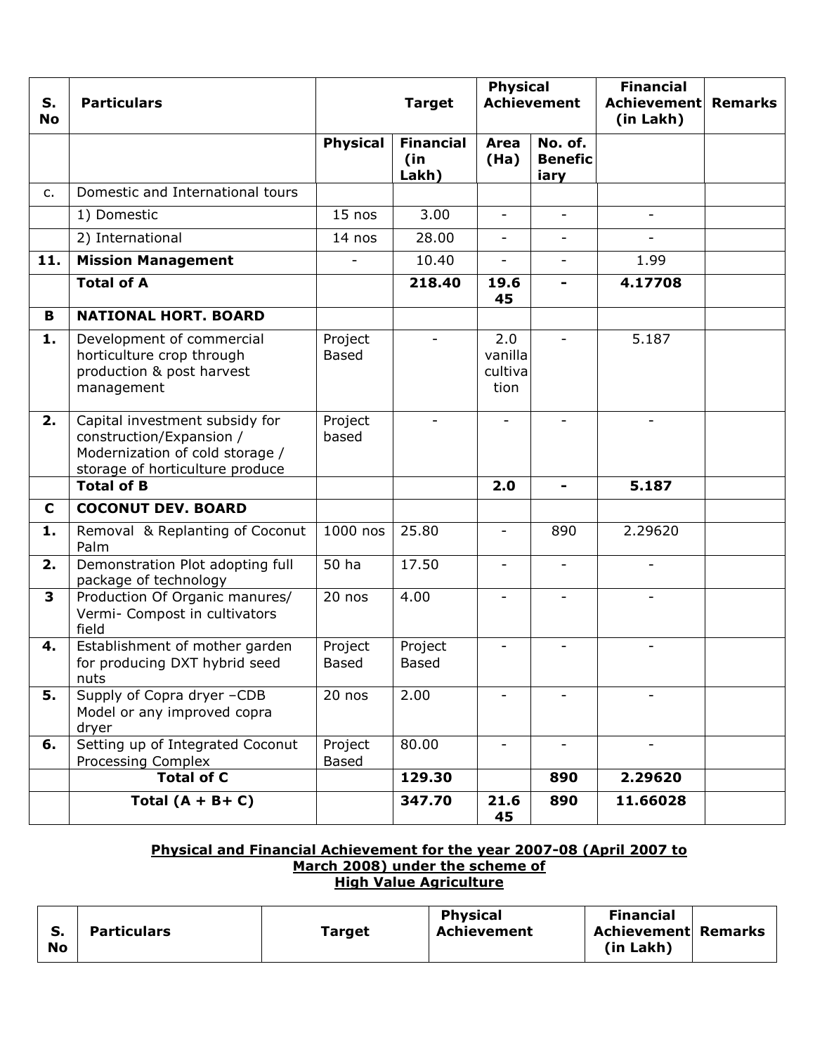| S. No | Particulars | Target | | Physical Achievement | | Financial Achievement (in Lakh) | Remarks |
|---|---|---|---|---|---|---|---|
| | | Physical | Financial (in Lakh) | Area (Ha) | No. of. Beneficiary | | |
| c. | Domestic and International tours | | | | | | |
| | 1) Domestic | 15 nos | 3.00 | - | - | - | |
| | 2) International | 14 nos | 28.00 | - | - | - | |
| **11.** | **Mission Management** | - | 10.40 | - | - | 1.99 | |
| | **Total of A** | | **218.40** | **19.645** | **-** | **4.17708** | |
| **B** | **NATIONAL HORT. BOARD** | | | | | | |
| **1.** | Development of commercial horticulture crop through production & post harvest management | Project Based | - | 2.0 vanilla cultivation | - | 5.187 | |
| **2.** | Capital investment subsidy for construction/Expansion / Modernization of cold storage / storage of horticulture produce | Project based | - | - | - | - | |
| | **Total of B** | | | **2.0** | **-** | **5.187** | |
| **C** | **COCONUT DEV. BOARD** | | | | | | |
| **1.** | Removal & Replanting of Coconut Palm | 1000 nos | 25.80 | - | 890 | 2.29620 | |
| **2.** | Demonstration Plot adopting full package of technology | 50 ha | 17.50 | - | - | - | |
| **3** | Production Of Organic manures/ Vermi- Compost in cultivators field | 20 nos | 4.00 | - | - | - | |
| **4.** | Establishment of mother garden for producing DXT hybrid seed nuts | Project Based | Project Based | - | - | - | |
| **5.** | Supply of Copra dryer –CDB Model or any improved copra dryer | 20 nos | 2.00 | - | - | - | |
| **6.** | Setting up of Integrated Coconut Processing Complex | Project Based | 80.00 | - | - | - | |
| | **Total of C** | | **129.30** | | **890** | **2.29620** | |
| | **Total (A + B+ C)** | | **347.70** | **21.645** | **890** | **11.66028** | |

**Physical and Financial Achievement for the year 2007-08 (April 2007 to March 2008) under the scheme of High Value Agriculture**

| S. No | Particulars | Target | Physical Achievement | Financial Achievement (in Lakh) | Remarks |
|---|---|---|---|---|---|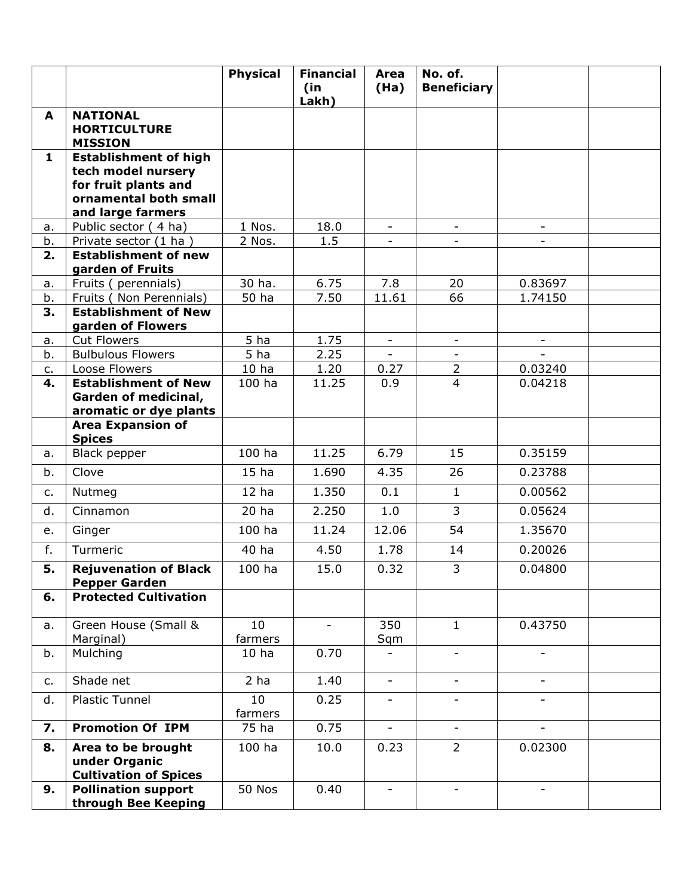| | | Physical | Financial (in Lakh) | Area (Ha) | No. of. Beneficiary | | |
|---|---|---|---|---|---|---|---|
| **A** | **NATIONAL HORTICULTURE MISSION** | | | | | | |
| **1** | **Establishment of high tech model nursery for fruit plants and ornamental both small and large farmers** | | | | | | |
| a. | Public sector ( 4 ha) | 1 Nos. | 18.0 | - | - | - | |
| b. | Private sector (1 ha ) | 2 Nos. | 1.5 | - | - | - | |
| **2.** | **Establishment of new garden of Fruits** | | | | | | |
| a. | Fruits ( perennials) | 30 ha. | 6.75 | 7.8 | 20 | 0.83697 | |
| b. | Fruits ( Non Perennials) | 50 ha | 7.50 | 11.61 | 66 | 1.74150 | |
| **3.** | **Establishment of New garden of Flowers** | | | | | | |
| a. | Cut Flowers | 5 ha | 1.75 | - | - | - | |
| b. | Bulbulous Flowers | 5 ha | 2.25 | - | - | - | |
| c. | Loose Flowers | 10 ha | 1.20 | 0.27 | 2 | 0.03240 | |
| **4.** | **Establishment of New Garden of medicinal, aromatic or dye plants** | 100 ha | 11.25 | 0.9 | 4 | 0.04218 | |
| | **Area Expansion of Spices** | | | | | | |
| a. | Black pepper | 100 ha | 11.25 | 6.79 | 15 | 0.35159 | |
| b. | Clove | 15 ha | 1.690 | 4.35 | 26 | 0.23788 | |
| c. | Nutmeg | 12 ha | 1.350 | 0.1 | 1 | 0.00562 | |
| d. | Cinnamon | 20 ha | 2.250 | 1.0 | 3 | 0.05624 | |
| e. | Ginger | 100 ha | 11.24 | 12.06 | 54 | 1.35670 | |
| f. | Turmeric | 40 ha | 4.50 | 1.78 | 14 | 0.20026 | |
| **5.** | **Rejuvenation of Black Pepper Garden** | 100 ha | 15.0 | 0.32 | 3 | 0.04800 | |
| **6.** | **Protected Cultivation** | | | | | | |
| a. | Green House (Small & Marginal) | 10 farmers | - | 350 Sqm | 1 | 0.43750 | |
| b. | Mulching | 10 ha | 0.70 | - | - | - | |
| c. | Shade net | 2 ha | 1.40 | - | - | - | |
| d. | Plastic Tunnel | 10 farmers | 0.25 | - | - | - | |
| **7.** | **Promotion Of IPM** | 75 ha | 0.75 | - | - | - | |
| **8.** | **Area to be brought under Organic Cultivation of Spices** | 100 ha | 10.0 | 0.23 | 2 | 0.02300 | |
| **9.** | **Pollination support through Bee Keeping** | 50 Nos | 0.40 | - | - | - | |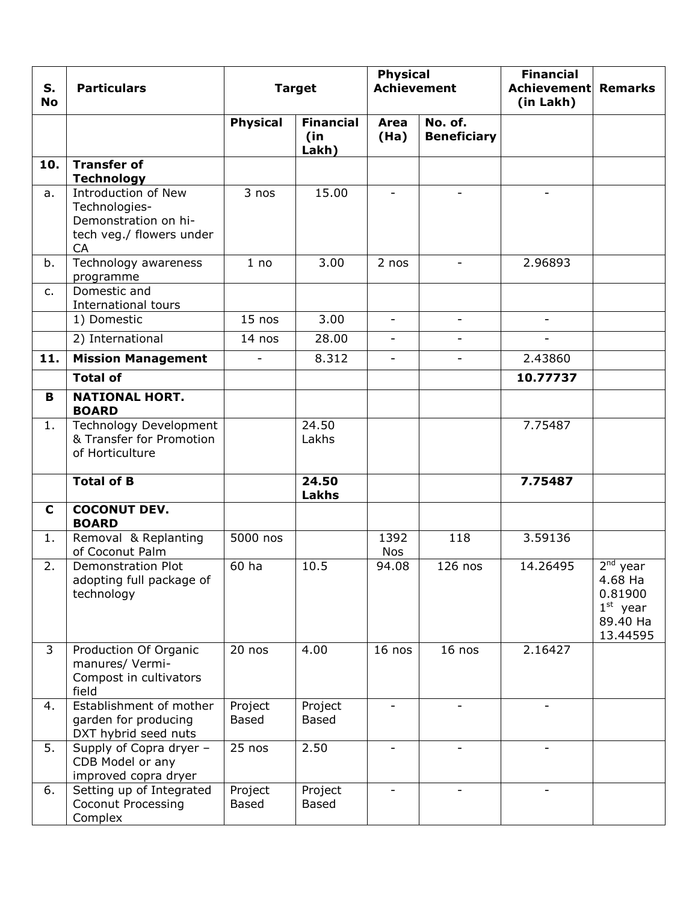| S. No | Particulars | Target | | Physical Achievement | | Financial Achievement (in Lakh) | Remarks |
|---|---|---|---|---|---|---|---|
| | | Physical | Financial (in Lakh) | Area (Ha) | No. of. Beneficiary | | |
| **10.** | **Transfer of Technology** | | | | | | |
| a. | Introduction of New Technologies- Demonstration on hi-tech veg./ flowers under CA | 3 nos | 15.00 | - | - | - | |
| b. | Technology awareness programme | 1 no | 3.00 | 2 nos | - | 2.96893 | |
| c. | Domestic and International tours | | | | | | |
| | 1) Domestic | 15 nos | 3.00 | - | - | - | |
| | 2) International | 14 nos | 28.00 | - | - | - | |
| **11.** | **Mission Management** | - | 8.312 | - | - | 2.43860 | |
| | **Total of** | | | | | **10.77737** | |
| **B** | **NATIONAL HORT. BOARD** | | | | | | |
| 1. | Technology Development & Transfer for Promotion of Horticulture | | 24.50 Lakhs | | | 7.75487 | |
| | **Total of B** | | **24.50 Lakhs** | | | **7.75487** | |
| **C** | **COCONUT DEV. BOARD** | | | | | | |
| 1. | Removal & Replanting of Coconut Palm | 5000 nos | | 1392 Nos | 118 | 3.59136 | |
| 2. | Demonstration Plot adopting full package of technology | 60 ha | 10.5 | 94.08 | 126 nos | 14.26495 | 2nd year 4.68 Ha 0.81900 1st year 89.40 Ha 13.44595 |
| 3 | Production Of Organic manures/ Vermi-Compost in cultivators field | 20 nos | 4.00 | 16 nos | 16 nos | 2.16427 | |
| 4. | Establishment of mother garden for producing DXT hybrid seed nuts | Project Based | Project Based | - | - | - | |
| 5. | Supply of Copra dryer – CDB Model or any improved copra dryer | 25 nos | 2.50 | - | - | - | |
| 6. | Setting up of Integrated Coconut Processing Complex | Project Based | Project Based | - | - | - | |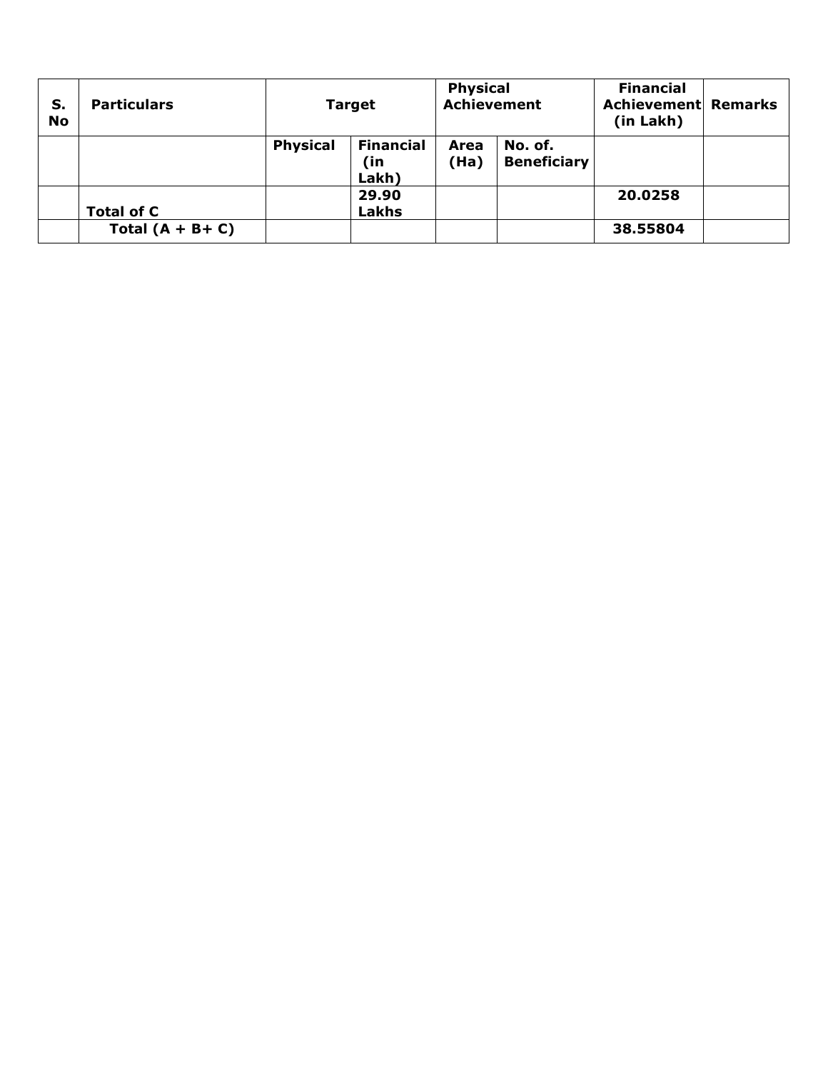| S. No | Particulars | Target | | Physical Achievement | | Financial Achievement (in Lakh) | Remarks |
|---|---|---|---|---|---|---|---|
| | | Physical | Financial (in Lakh) | Area (Ha) | No. of. Beneficiary | | |
| | **Total of C** | | **29.90 Lakhs** | | | **20.0258** | |
| | **Total (A + B+ C)** | | | | | **38.55804** | |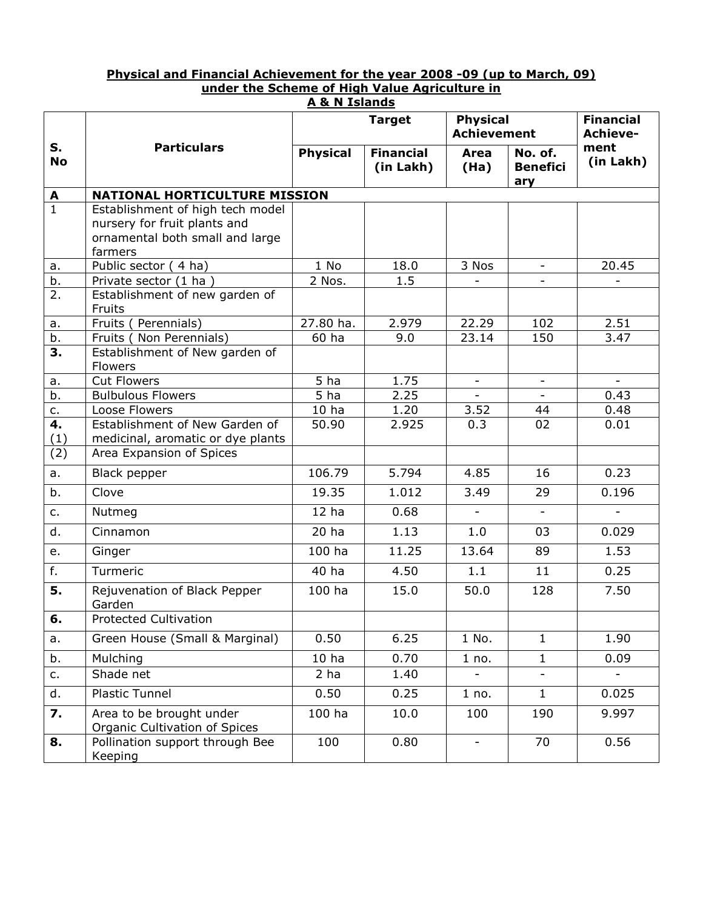**Physical and Financial Achievement for the year 2008 -09 (up to March, 09) under the Scheme of High Value Agriculture in A & N Islands**

| S. No | Particulars | Target | | Physical Achievement | | Financial Achievement (in Lakh) |
|---|---|---|---|---|---|---|
| | | Physical | Financial (in Lakh) | Area (Ha) | No. of. Beneficiary | |
| **A** | **NATIONAL HORTICULTURE MISSION** | | | | | |
| 1 | Establishment of high tech model nursery for fruit plants and ornamental both small and large farmers | | | | | |
| a. | Public sector ( 4 ha) | 1 No | 18.0 | 3 Nos | - | 20.45 |
| b. | Private sector (1 ha ) | 2 Nos. | 1.5 | - | - | - |
| 2. | Establishment of new garden of Fruits | | | | | |
| a. | Fruits ( Perennials) | 27.80 ha. | 2.979 | 22.29 | 102 | 2.51 |
| b. | Fruits ( Non Perennials) | 60 ha | 9.0 | 23.14 | 150 | 3.47 |
| **3.** | Establishment of New garden of Flowers | | | | | |
| a. | Cut Flowers | 5 ha | 1.75 | - | - | - |
| b. | Bulbulous Flowers | 5 ha | 2.25 | - | - | 0.43 |
| c. | Loose Flowers | 10 ha | 1.20 | 3.52 | 44 | 0.48 |
| **4.** (1) | Establishment of New Garden of medicinal, aromatic or dye plants | 50.90 | 2.925 | 0.3 | 02 | 0.01 |
| (2) | Area Expansion of Spices | | | | | |
| a. | Black pepper | 106.79 | 5.794 | 4.85 | 16 | 0.23 |
| b. | Clove | 19.35 | 1.012 | 3.49 | 29 | 0.196 |
| c. | Nutmeg | 12 ha | 0.68 | - | - | - |
| d. | Cinnamon | 20 ha | 1.13 | 1.0 | 03 | 0.029 |
| e. | Ginger | 100 ha | 11.25 | 13.64 | 89 | 1.53 |
| f. | Turmeric | 40 ha | 4.50 | 1.1 | 11 | 0.25 |
| **5.** | Rejuvenation of Black Pepper Garden | 100 ha | 15.0 | 50.0 | 128 | 7.50 |
| **6.** | Protected Cultivation | | | | | |
| a. | Green House (Small & Marginal) | 0.50 | 6.25 | 1 No. | 1 | 1.90 |
| b. | Mulching | 10 ha | 0.70 | 1 no. | 1 | 0.09 |
| c. | Shade net | 2 ha | 1.40 | - | - | - |
| d. | Plastic Tunnel | 0.50 | 0.25 | 1 no. | 1 | 0.025 |
| **7.** | Area to be brought under Organic Cultivation of Spices | 100 ha | 10.0 | 100 | 190 | 9.997 |
| **8.** | Pollination support through Bee Keeping | 100 | 0.80 | - | 70 | 0.56 |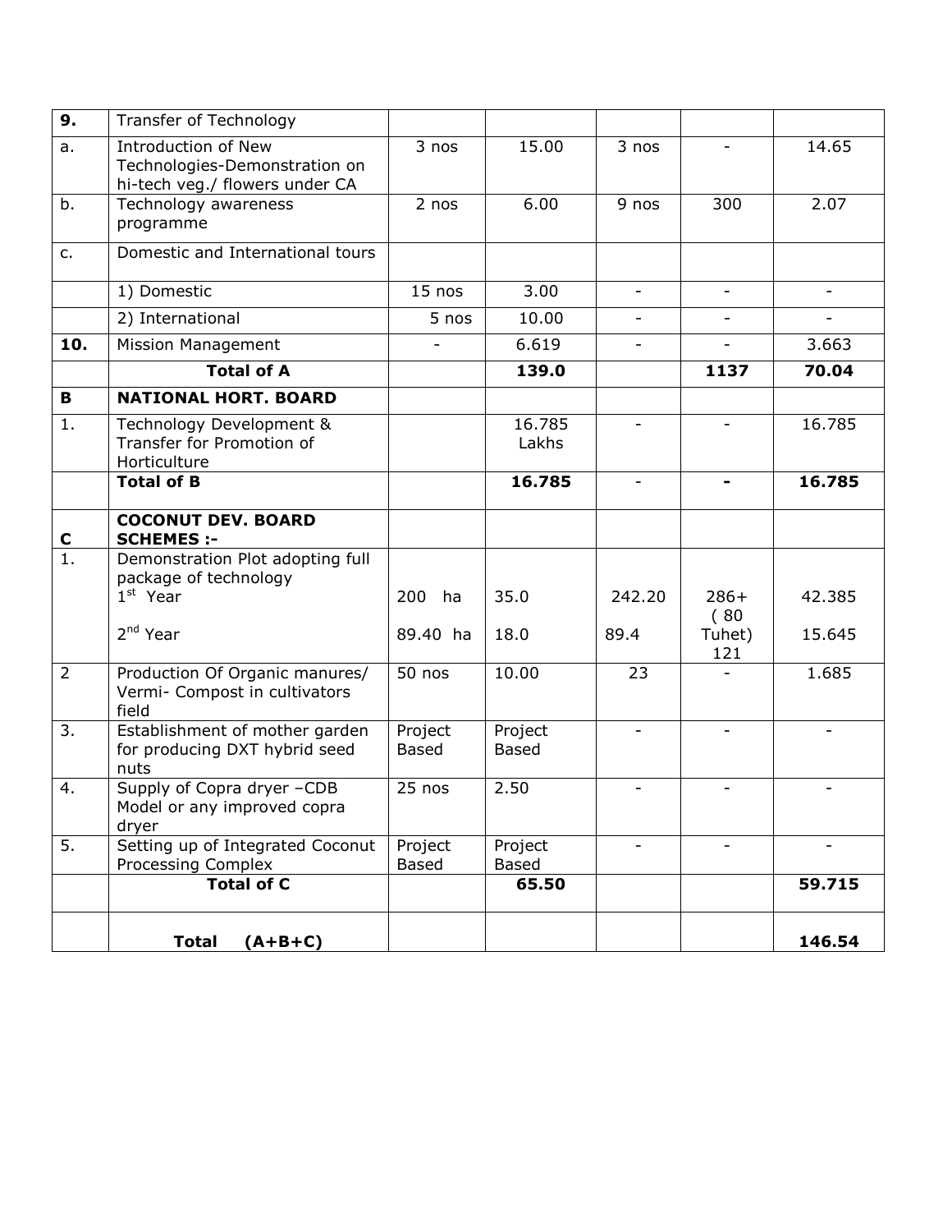| 9. | Transfer of Technology | | | | | |
|---|---|---|---|---|---|---|
| a. | Introduction of New Technologies-Demonstration on hi-tech veg./ flowers under CA | 3 nos | 15.00 | 3 nos | - | 14.65 |
| b. | Technology awareness programme | 2 nos | 6.00 | 9 nos | 300 | 2.07 |
| c. | Domestic and International tours | | | | | |
| | 1) Domestic | 15 nos | 3.00 | - | - | - |
| | 2) International | 5 nos | 10.00 | - | - | - |
| **10.** | Mission Management | - | 6.619 | - | - | 3.663 |
| | **Total of A** | | **139.0** | | **1137** | **70.04** |
| **B** | **NATIONAL HORT. BOARD** | | | | | |
| 1. | Technology Development & Transfer for Promotion of Horticulture | | 16.785 Lakhs | - | - | 16.785 |
| | **Total of B** | | **16.785** | - | **-** | **16.785** |
| **C** | **COCONUT DEV. BOARD SCHEMES :-** | | | | | |
| 1. | Demonstration Plot adopting full package of technology<br>1st Year<br><br>2nd Year | <br><br>200 ha<br><br>89.40 ha | <br><br>35.0<br><br>18.0 | <br><br>242.20<br><br>89.4 | <br><br>286+ ( 80 Tuhet)<br>121 | <br><br>42.385<br><br>15.645 |
| 2 | Production Of Organic manures/ Vermi- Compost in cultivators field | 50 nos | 10.00 | 23 | - | 1.685 |
| 3. | Establishment of mother garden for producing DXT hybrid seed nuts | Project Based | Project Based | - | - | - |
| 4. | Supply of Copra dryer –CDB Model or any improved copra dryer | 25 nos | 2.50 | - | - | - |
| 5. | Setting up of Integrated Coconut Processing Complex | Project Based | Project Based | - | - | - |
| | **Total of C** | | **65.50** | | | **59.715** |
| | **Total (A+B+C)** | | | | | **146.54** |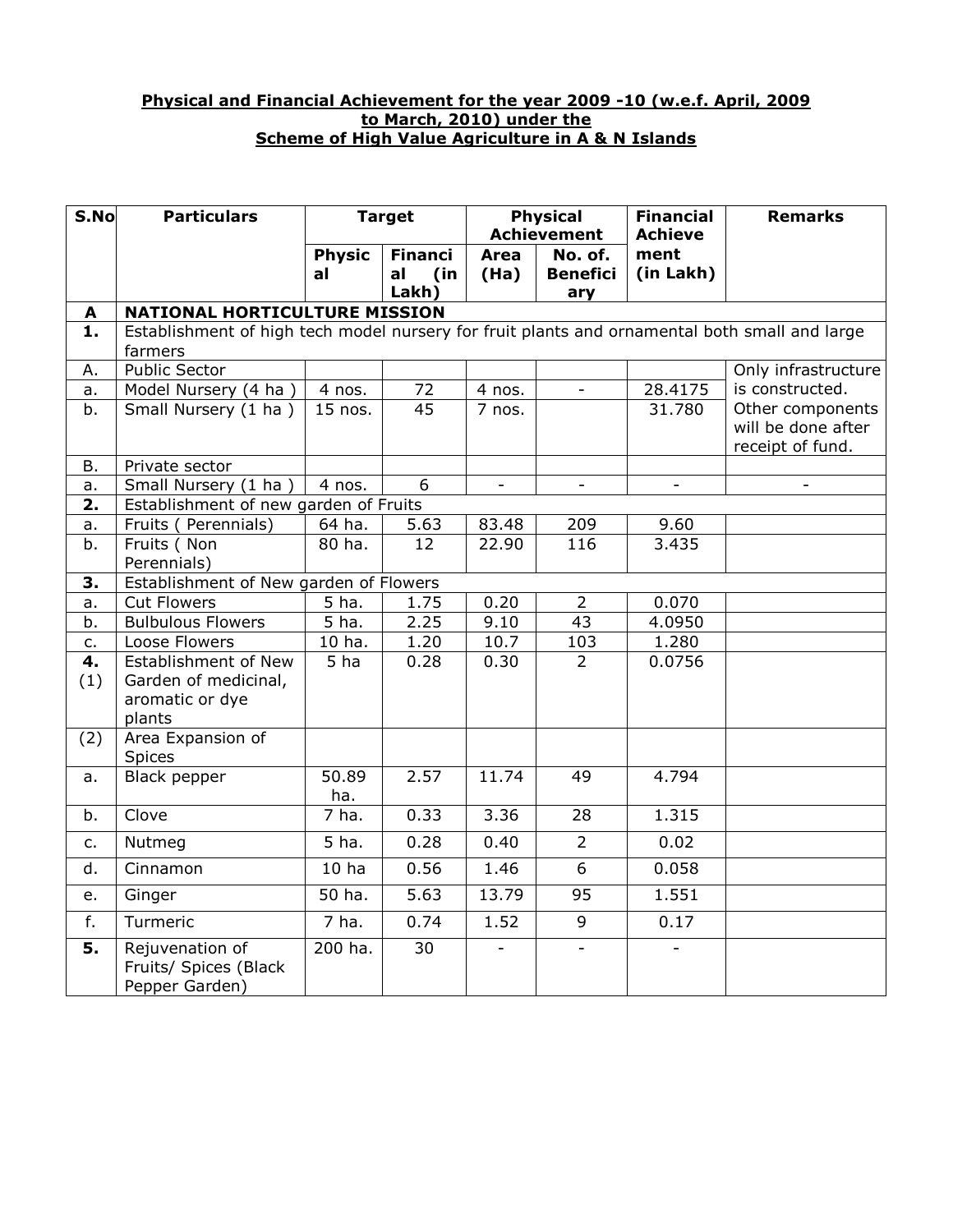**Physical and Financial Achievement for the year 2009 -10 (w.e.f. April, 2009 to March, 2010) under the Scheme of High Value Agriculture in A & N Islands**

| S.No | Particulars | Target | | Physical Achievement | | Financial Achievement (in Lakh) | Remarks |
|---|---|---|---|---|---|---|---|
| | | Physical | Financial (in Lakh) | Area (Ha) | No. of. Beneficiary | | |
| **A** | **NATIONAL HORTICULTURE MISSION** | | | | | | |
| **1.** | Establishment of high tech model nursery for fruit plants and ornamental both small and large farmers | | | | | | |
| A. | Public Sector | | | | | | Only infrastructure is constructed. Other components will be done after receipt of fund. |
| a. | Model Nursery (4 ha ) | 4 nos. | 72 | 4 nos. | - | 28.4175 | |
| b. | Small Nursery (1 ha ) | 15 nos. | 45 | 7 nos. | | 31.780 | |
| B. | Private sector | | | | | | |
| a. | Small Nursery (1 ha ) | 4 nos. | 6 | - | - | - | - |
| **2.** | Establishment of new garden of Fruits | | | | | | |
| a. | Fruits ( Perennials) | 64 ha. | 5.63 | 83.48 | 209 | 9.60 | |
| b. | Fruits ( Non Perennials) | 80 ha. | 12 | 22.90 | 116 | 3.435 | |
| **3.** | Establishment of New garden of Flowers | | | | | | |
| a. | Cut Flowers | 5 ha. | 1.75 | 0.20 | 2 | 0.070 | |
| b. | Bulbulous Flowers | 5 ha. | 2.25 | 9.10 | 43 | 4.0950 | |
| c. | Loose Flowers | 10 ha. | 1.20 | 10.7 | 103 | 1.280 | |
| **4.** (1) | Establishment of New Garden of medicinal, aromatic or dye plants | 5 ha | 0.28 | 0.30 | 2 | 0.0756 | |
| (2) | Area Expansion of Spices | | | | | | |
| a. | Black pepper | 50.89 ha. | 2.57 | 11.74 | 49 | 4.794 | |
| b. | Clove | 7 ha. | 0.33 | 3.36 | 28 | 1.315 | |
| c. | Nutmeg | 5 ha. | 0.28 | 0.40 | 2 | 0.02 | |
| d. | Cinnamon | 10 ha | 0.56 | 1.46 | 6 | 0.058 | |
| e. | Ginger | 50 ha. | 5.63 | 13.79 | 95 | 1.551 | |
| f. | Turmeric | 7 ha. | 0.74 | 1.52 | 9 | 0.17 | |
| **5.** | Rejuvenation of Fruits/ Spices (Black Pepper Garden) | 200 ha. | 30 | - | - | - | |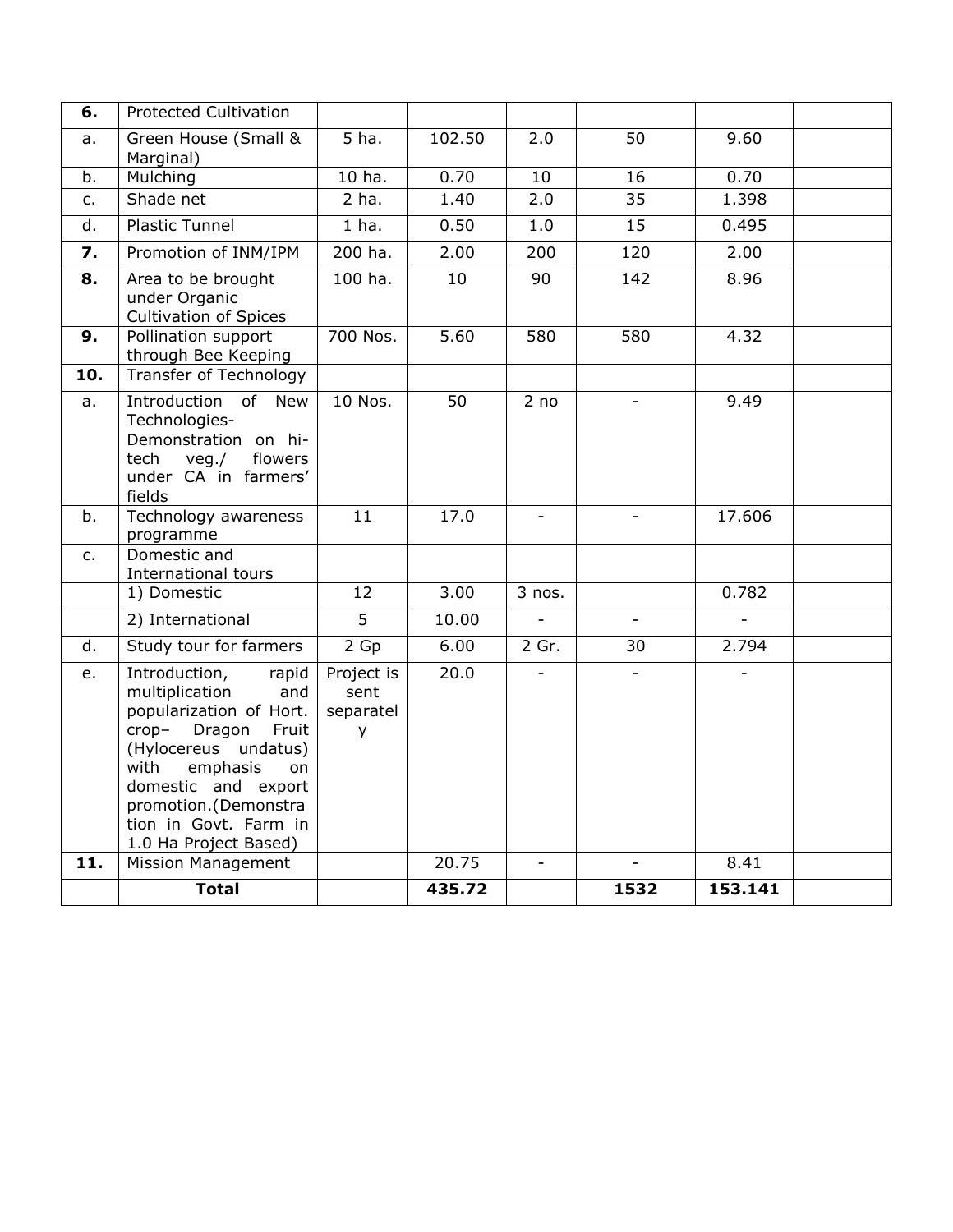| | | | | | | | |
|---|---|---|---|---|---|---|---|
| **6.** | Protected Cultivation | | | | | | |
| a. | Green House (Small & Marginal) | 5 ha. | 102.50 | 2.0 | 50 | 9.60 | |
| b. | Mulching | 10 ha. | 0.70 | 10 | 16 | 0.70 | |
| c. | Shade net | 2 ha. | 1.40 | 2.0 | 35 | 1.398 | |
| d. | Plastic Tunnel | 1 ha. | 0.50 | 1.0 | 15 | 0.495 | |
| **7.** | Promotion of INM/IPM | 200 ha. | 2.00 | 200 | 120 | 2.00 | |
| **8.** | Area to be brought under Organic Cultivation of Spices | 100 ha. | 10 | 90 | 142 | 8.96 | |
| **9.** | Pollination support through Bee Keeping | 700 Nos. | 5.60 | 580 | 580 | 4.32 | |
| **10.** | Transfer of Technology | | | | | | |
| a. | Introduction of New Technologies- Demonstration on hi-tech veg./ flowers under CA in farmers' fields | 10 Nos. | 50 | 2 no | - | 9.49 | |
| b. | Technology awareness programme | 11 | 17.0 | - | - | 17.606 | |
| c. | Domestic and International tours | | | | | | |
| | 1) Domestic | 12 | 3.00 | 3 nos. | | 0.782 | |
| | 2) International | 5 | 10.00 | - | - | - | |
| d. | Study tour for farmers | 2 Gp | 6.00 | 2 Gr. | 30 | 2.794 | |
| e. | Introduction, rapid multiplication and popularization of Hort. crop– Dragon Fruit (Hylocereus undatus) with emphasis on domestic and export promotion.(Demonstration in Govt. Farm in 1.0 Ha Project Based) | Project is sent separately | 20.0 | - | - | - | |
| **11.** | Mission Management | | 20.75 | - | - | 8.41 | |
| | **Total** | | **435.72** | | **1532** | **153.141** | |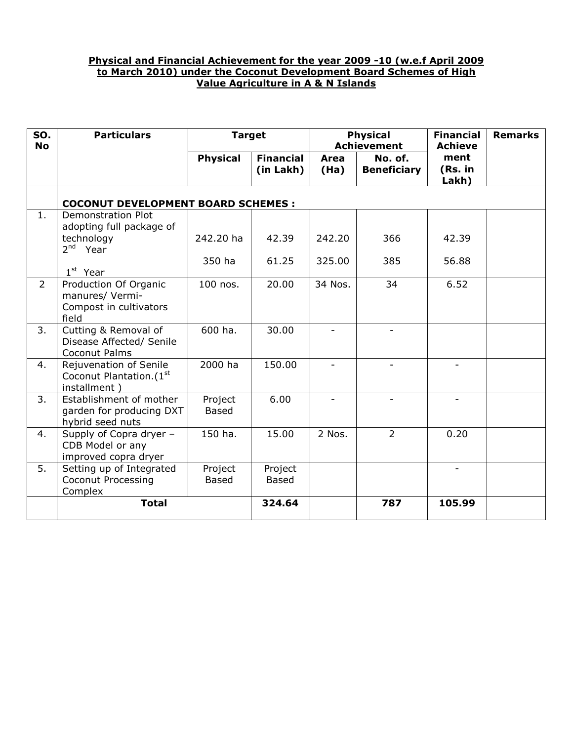**Physical and Financial Achievement for the year 2009 -10 (w.e.f April 2009 to March 2010) under the Coconut Development Board Schemes of High Value Agriculture in A & N Islands**

| SO. No | Particulars | Target | | Physical Achievement | | Financial Achievement (Rs. in Lakh) | Remarks |
|---|---|---|---|---|---|---|---|
| | | Physical | Financial (in Lakh) | Area (Ha) | No. of. Beneficiary | | |
| | **COCONUT DEVELOPMENT BOARD SCHEMES :** | | | | | | |
| 1. | Demonstration Plot adopting full package of technology 2nd Year | 242.20 ha | 42.39 | 242.20 | 366 | 42.39 | |
| | 1st Year | 350 ha | 61.25 | 325.00 | 385 | 56.88 | |
| 2 | Production Of Organic manures/ Vermi-Compost in cultivators field | 100 nos. | 20.00 | 34 Nos. | 34 | 6.52 | |
| 3. | Cutting & Removal of Disease Affected/ Senile Coconut Palms | 600 ha. | 30.00 | - | - | | |
| 4. | Rejuvenation of Senile Coconut Plantation.(1st installment ) | 2000 ha | 150.00 | - | - | - | |
| 3. | Establishment of mother garden for producing DXT hybrid seed nuts | Project Based | 6.00 | - | - | - | |
| 4. | Supply of Copra dryer – CDB Model or any improved copra dryer | 150 ha. | 15.00 | 2 Nos. | 2 | 0.20 | |
| 5. | Setting up of Integrated Coconut Processing Complex | Project Based | Project Based | | | - | |
| | **Total** | | **324.64** | | **787** | **105.99** | |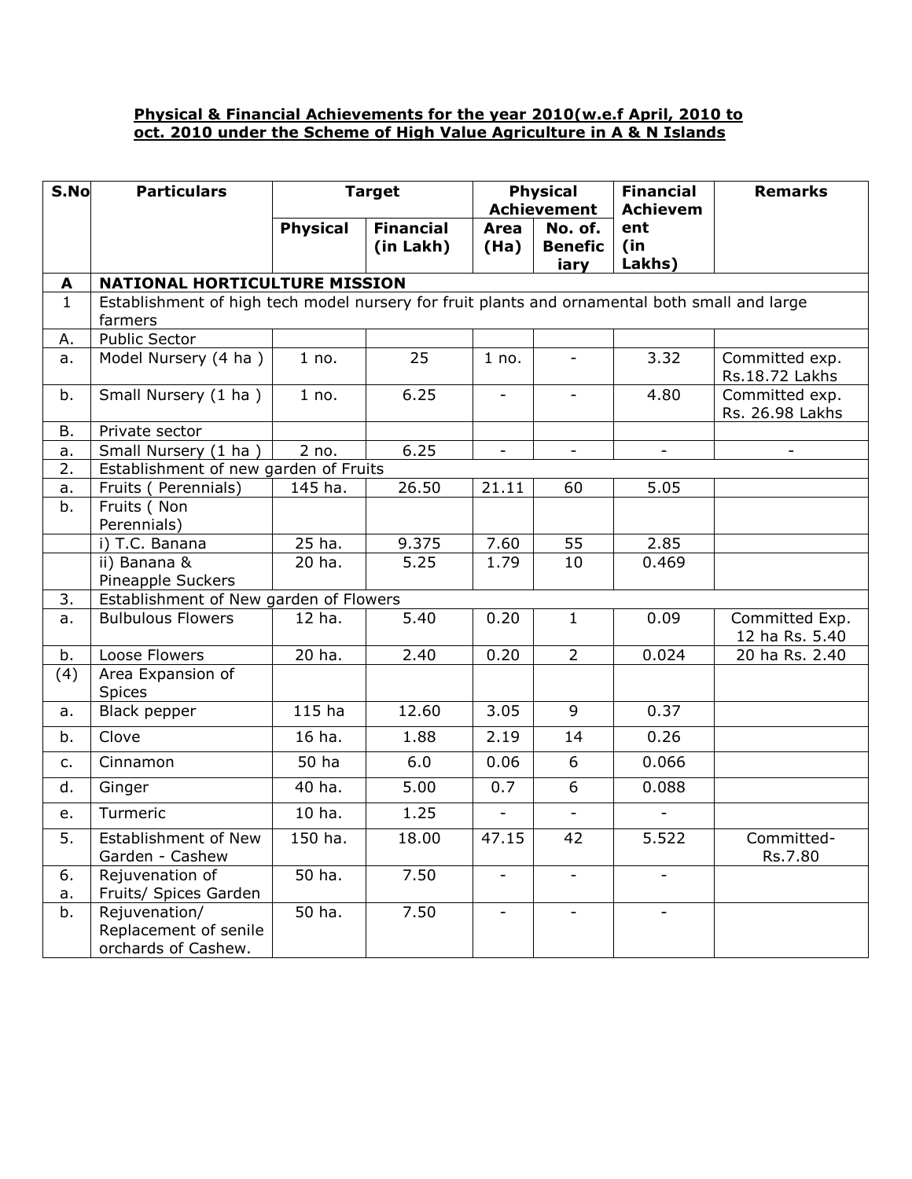**Physical & Financial Achievements for the year 2010(w.e.f April, 2010 to oct. 2010 under the Scheme of High Value Agriculture in A & N Islands**

| S.No | Particulars | Target | | Physical Achievement | | Financial Achievement (in Lakhs) | Remarks |
|---|---|---|---|---|---|---|---|
| | | Physical | Financial (in Lakh) | Area (Ha) | No. of. Beneficiary | | |
| **A** | **NATIONAL HORTICULTURE MISSION** | | | | | | |
| 1 | Establishment of high tech model nursery for fruit plants and ornamental both small and large farmers | | | | | | |
| A. | Public Sector | | | | | | |
| a. | Model Nursery (4 ha ) | 1 no. | 25 | 1 no. | - | 3.32 | Committed exp. Rs.18.72 Lakhs |
| b. | Small Nursery (1 ha ) | 1 no. | 6.25 | - | - | 4.80 | Committed exp. Rs. 26.98 Lakhs |
| B. | Private sector | | | | | | |
| a. | Small Nursery (1 ha ) | 2 no. | 6.25 | - | - | - | - |
| 2. | Establishment of new garden of Fruits | | | | | | |
| a. | Fruits ( Perennials) | 145 ha. | 26.50 | 21.11 | 60 | 5.05 | |
| b. | Fruits ( Non Perennials) | | | | | | |
| | i) T.C. Banana | 25 ha. | 9.375 | 7.60 | 55 | 2.85 | |
| | ii) Banana & Pineapple Suckers | 20 ha. | 5.25 | 1.79 | 10 | 0.469 | |
| 3. | Establishment of New garden of Flowers | | | | | | |
| a. | Bulbulous Flowers | 12 ha. | 5.40 | 0.20 | 1 | 0.09 | Committed Exp. 12 ha Rs. 5.40 |
| b. | Loose Flowers | 20 ha. | 2.40 | 0.20 | 2 | 0.024 | 20 ha Rs. 2.40 |
| (4) | Area Expansion of Spices | | | | | | |
| a. | Black pepper | 115 ha | 12.60 | 3.05 | 9 | 0.37 | |
| b. | Clove | 16 ha. | 1.88 | 2.19 | 14 | 0.26 | |
| c. | Cinnamon | 50 ha | 6.0 | 0.06 | 6 | 0.066 | |
| d. | Ginger | 40 ha. | 5.00 | 0.7 | 6 | 0.088 | |
| e. | Turmeric | 10 ha. | 1.25 | - | - | - | |
| 5. | Establishment of New Garden - Cashew | 150 ha. | 18.00 | 47.15 | 42 | 5.522 | Committed- Rs.7.80 |
| 6. a. | Rejuvenation of Fruits/ Spices Garden | 50 ha. | 7.50 | - | - | - | |
| b. | Rejuvenation/ Replacement of senile orchards of Cashew. | 50 ha. | 7.50 | - | - | - | |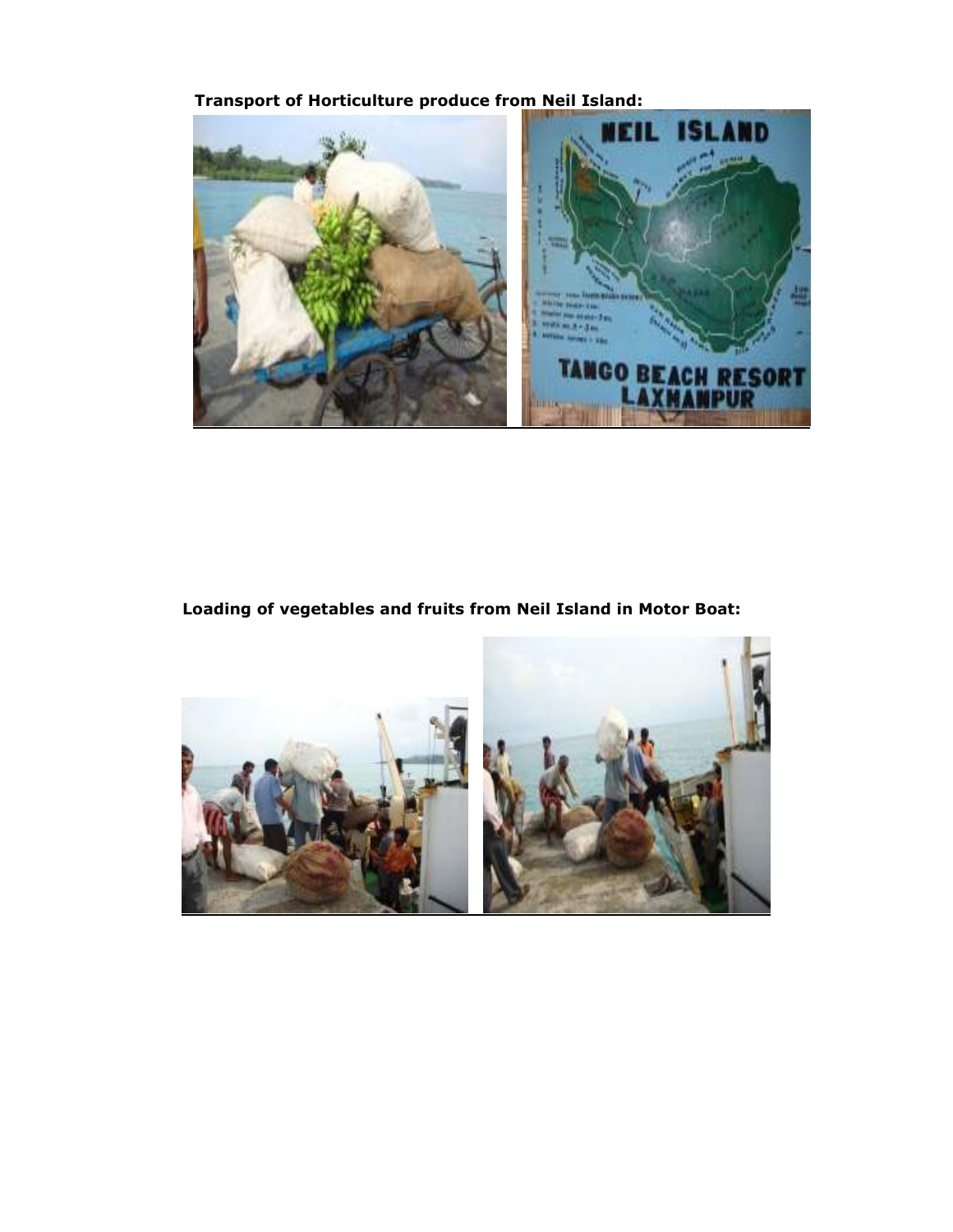**Transport of Horticulture produce from Neil Island:**

**Loading of vegetables and fruits from Neil Island in Motor Boat:**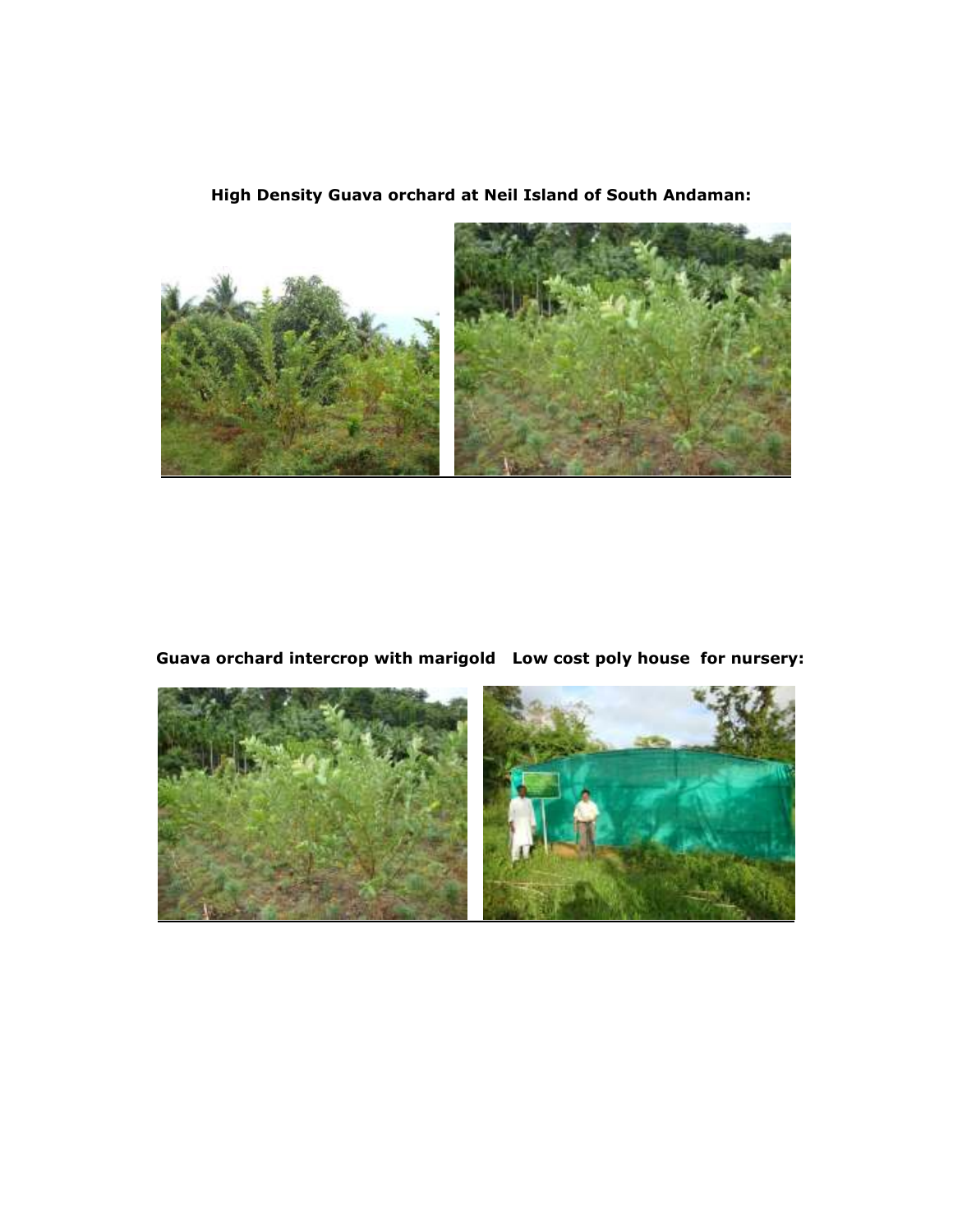**High Density Guava orchard at Neil Island of South Andaman:**

**Guava orchard intercrop with marigold   Low cost poly house for nursery:**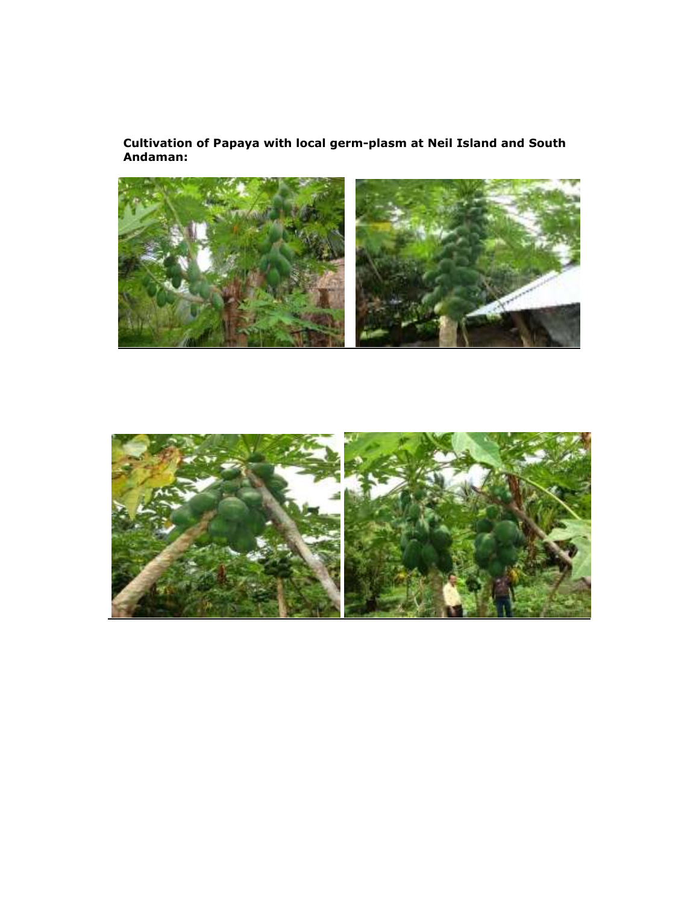**Cultivation of Papaya with local germ-plasm at Neil Island and South Andaman:**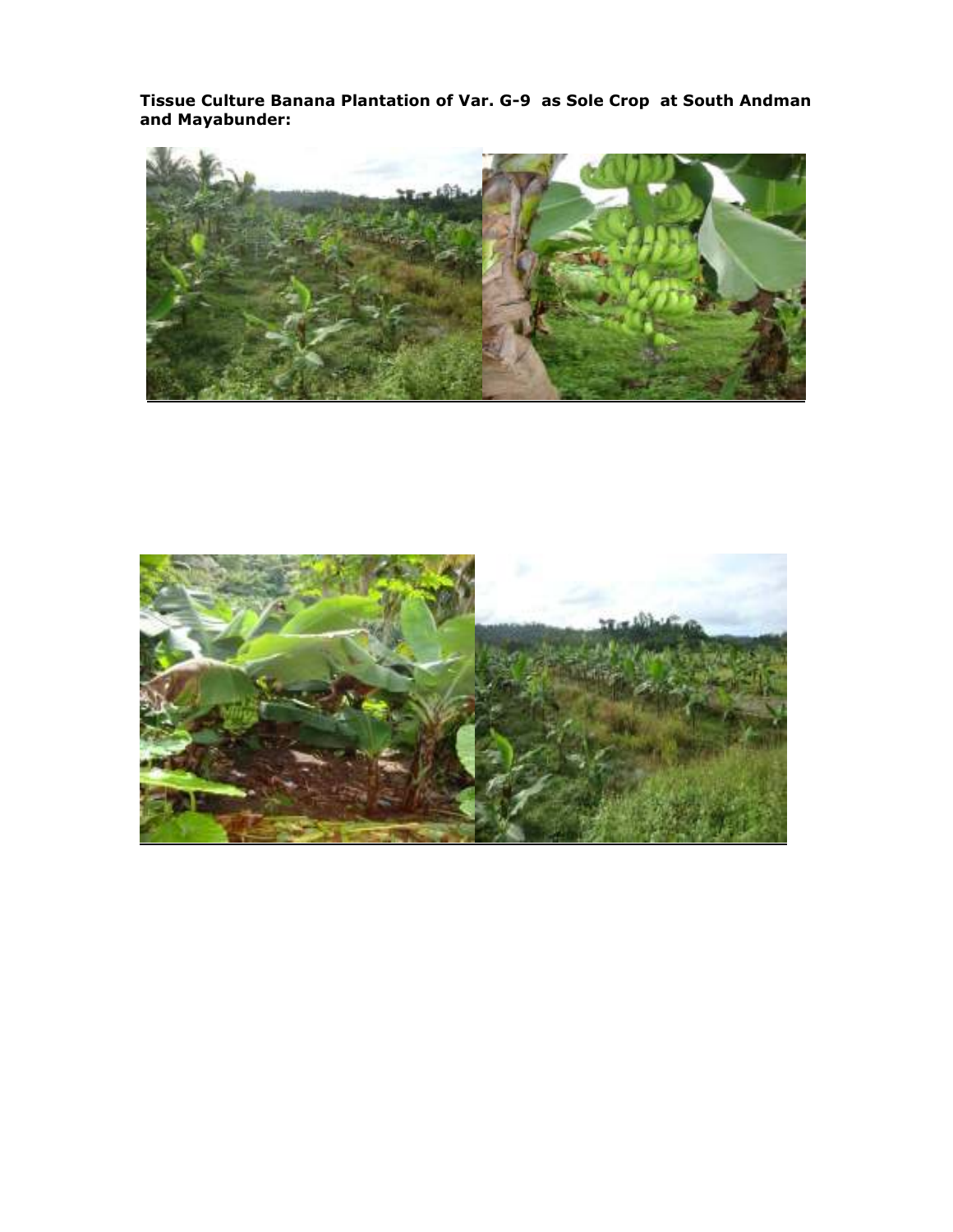**Tissue Culture Banana Plantation of Var. G-9 as Sole Crop at South Andman and Mayabunder:**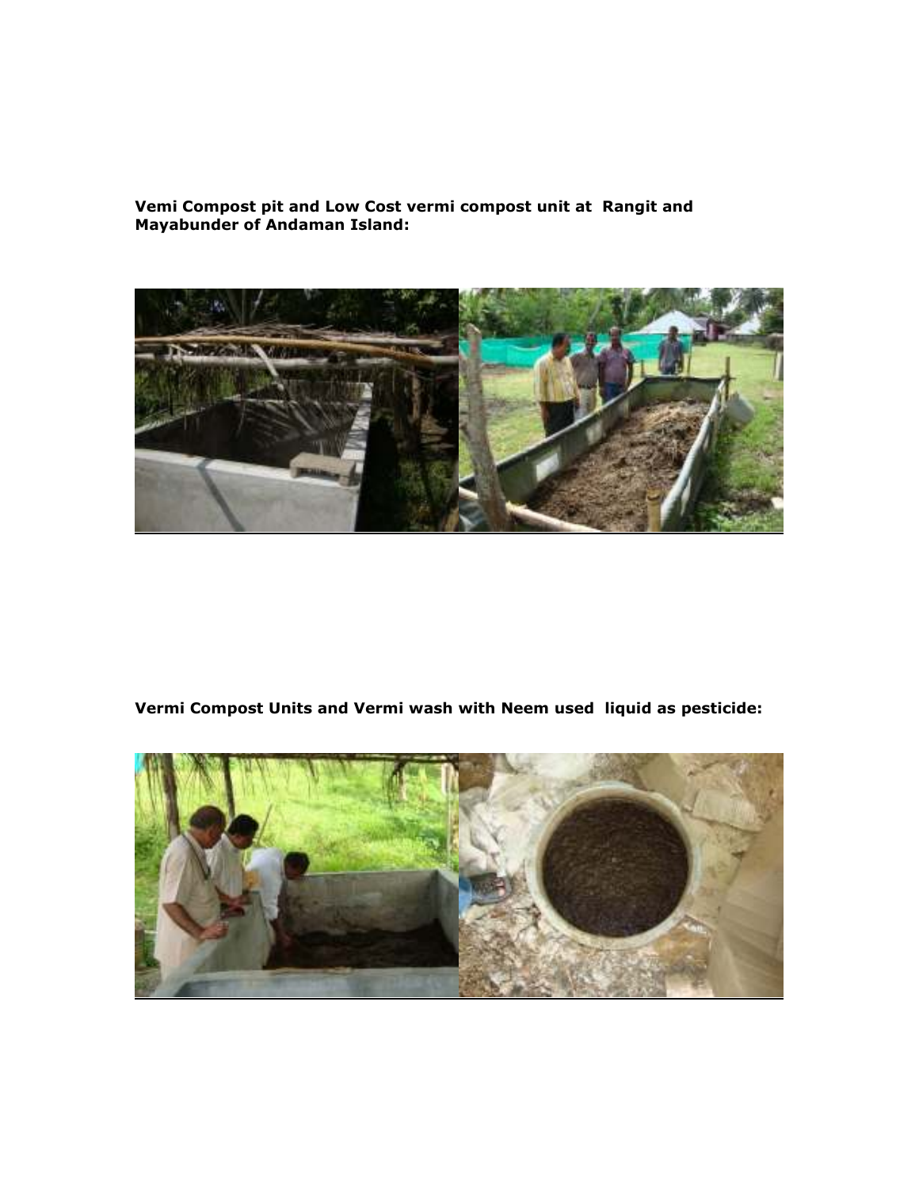**Vemi Compost pit and Low Cost vermi compost unit at Rangit and Mayabunder of Andaman Island:**

**Vermi Compost Units and Vermi wash with Neem used liquid as pesticide:**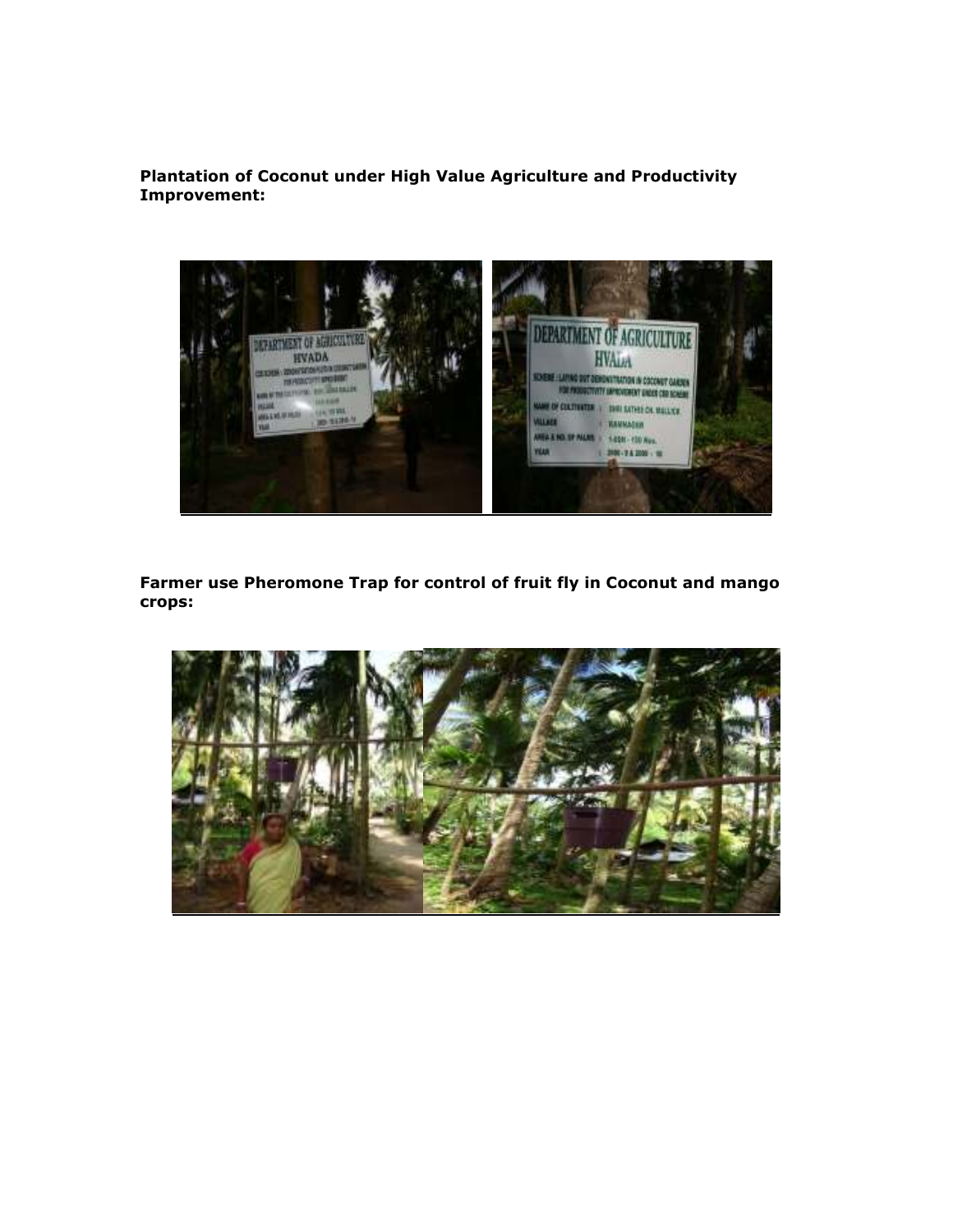**Plantation of Coconut under High Value Agriculture and Productivity Improvement:**

**Farmer use Pheromone Trap for control of fruit fly in Coconut and mango crops:**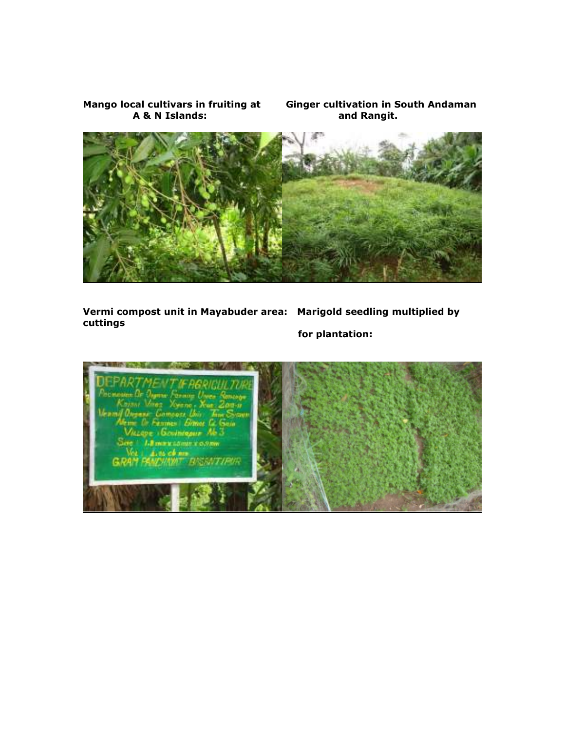**Mango local cultivars in fruiting at A & N Islands:**

**Ginger cultivation in South Andaman and Rangit.**

**Vermi compost unit in Mayabuder area:**

**Marigold seedling multiplied by cuttings for plantation:**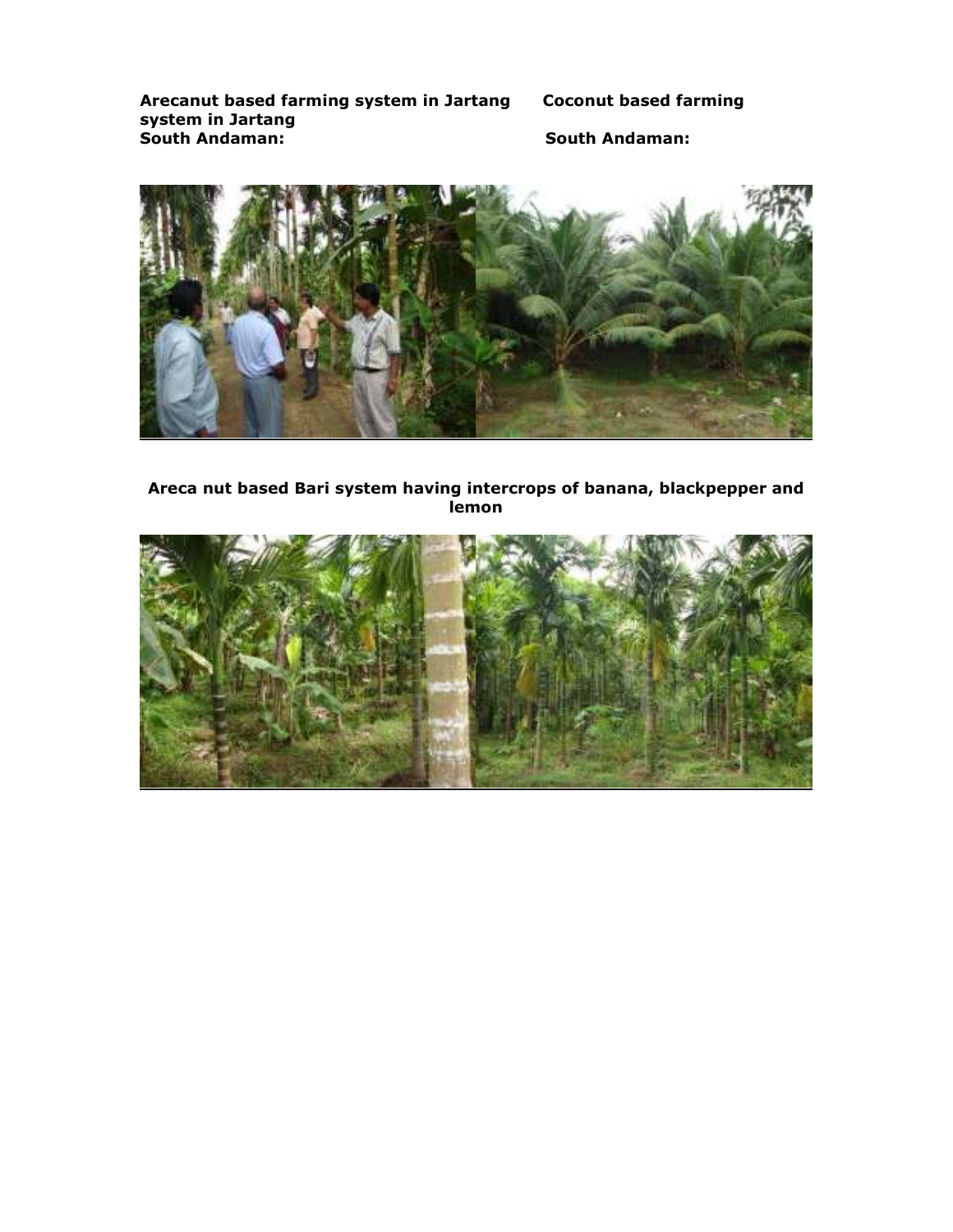**Arecanut based farming system in Jartang South Andaman:**

**Coconut based farming system in Jartang South Andaman:**

**Areca nut based Bari system having intercrops of banana, blackpepper and lemon**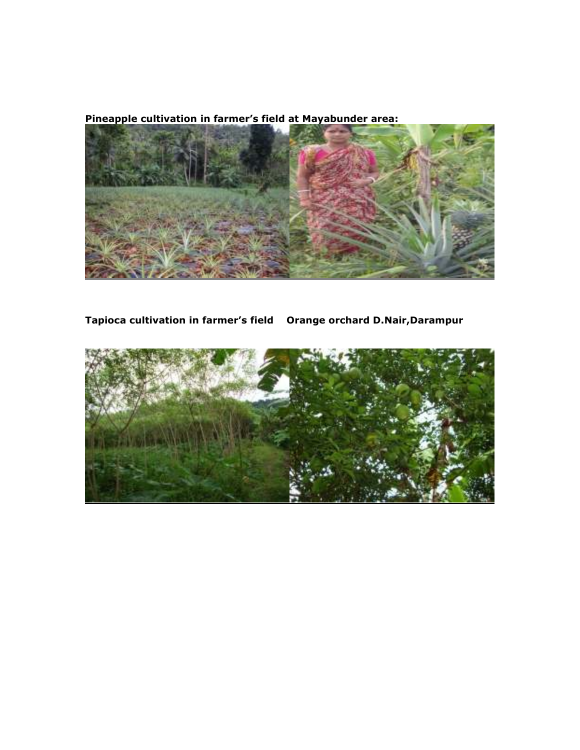**Pineapple cultivation in farmer's field at Mayabunder area:**

**Tapioca cultivation in farmer's field    Orange orchard D.Nair,Darampur**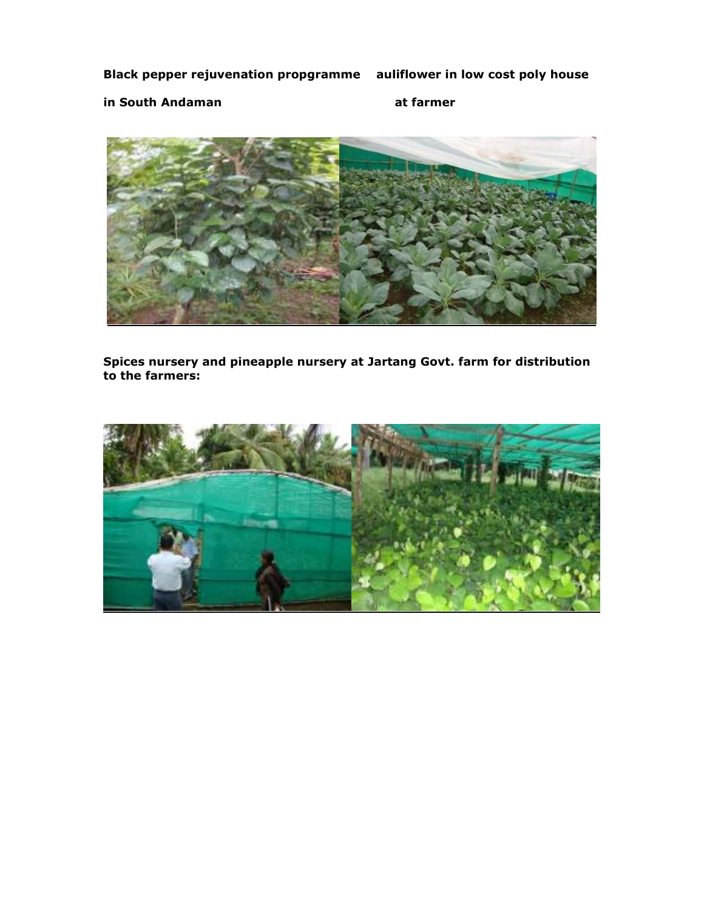**Black pepper rejuvenation propgramme in South Andaman**

**auliflower in low cost poly house at farmer**

**Spices nursery and pineapple nursery at Jartang Govt. farm for distribution to the farmers:**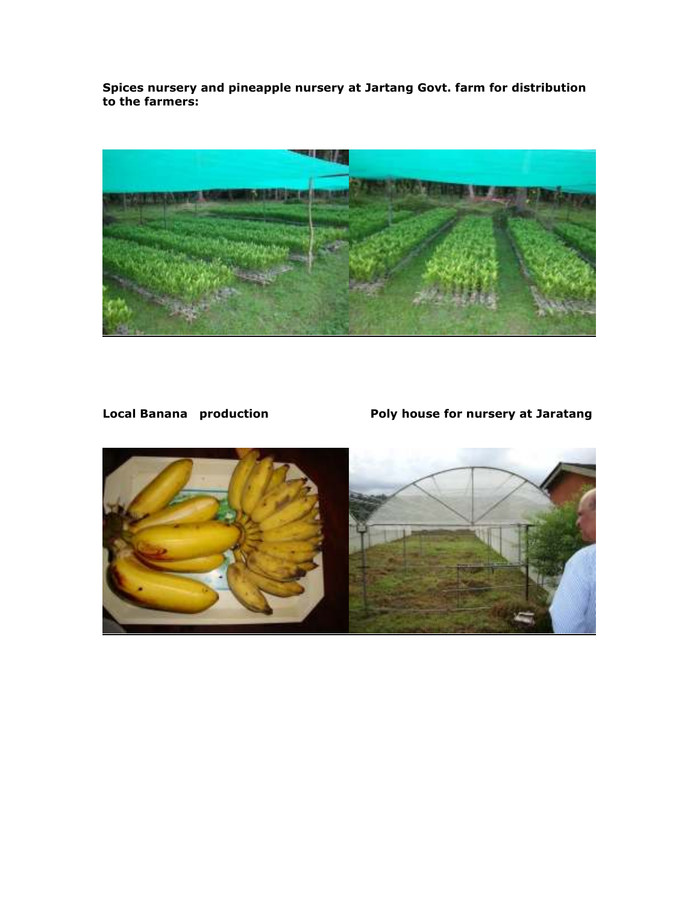**Spices nursery and pineapple nursery at Jartang Govt. farm for distribution to the farmers:**

**Local Banana production**

**Poly house for nursery at Jaratang**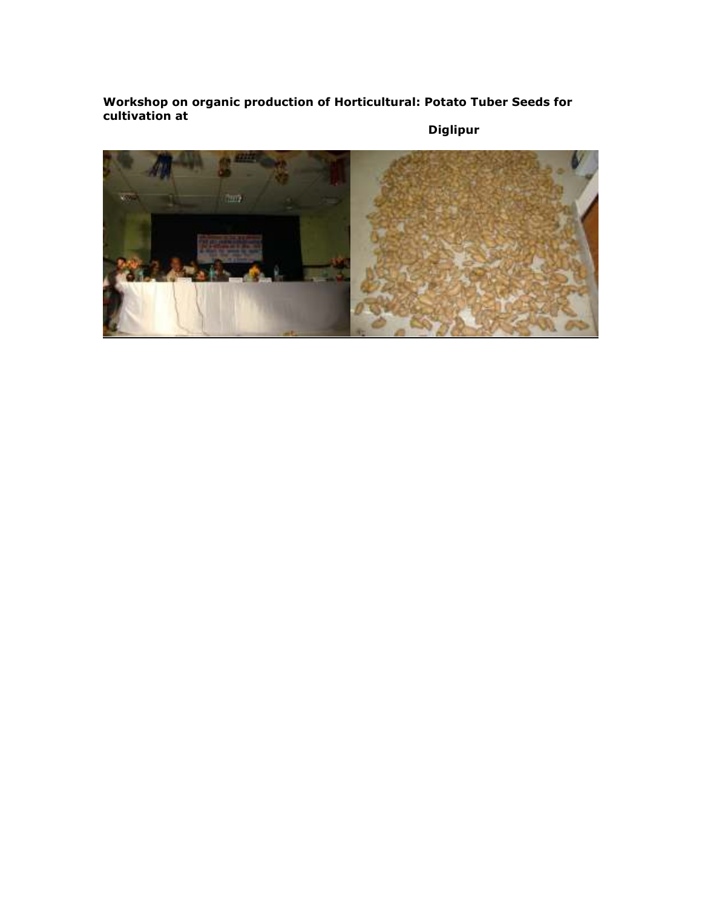**Workshop on organic production of Horticultural: Potato Tuber Seeds for cultivation at**

**Diglipur**